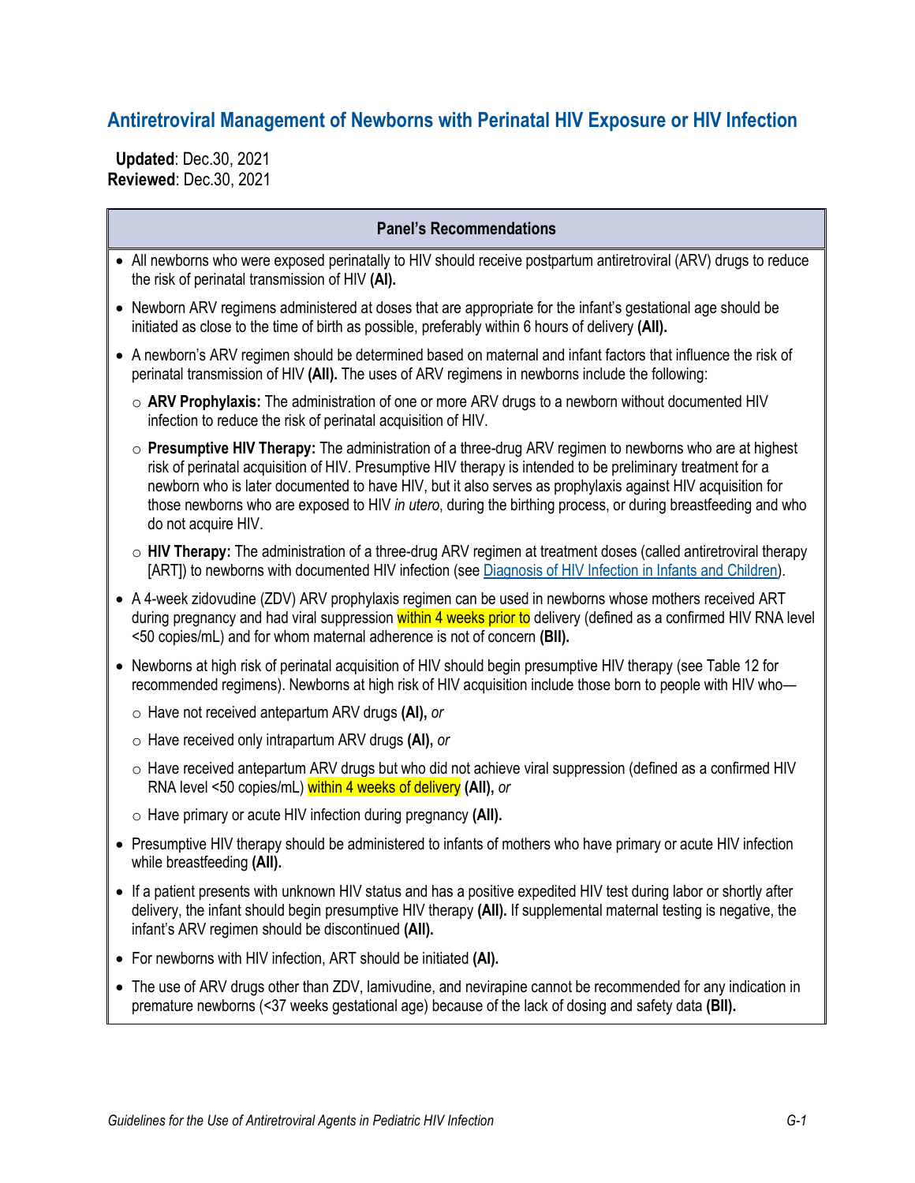# Antiretroviral Management of Newborns with Perinatal HIV Exposure or HIV Infection

**Updated**: Dec.30, 2021
**Reviewed**: Dec.30, 2021

| Panel's Recommendations |
|---|
| • All newborns who were exposed perinatally to HIV should receive postpartum antiretroviral (ARV) drugs to reduce the risk of perinatal transmission of HIV **(AI).**<br>• Newborn ARV regimens administered at doses that are appropriate for the infant's gestational age should be initiated as close to the time of birth as possible, preferably within 6 hours of delivery **(AII).**<br>• A newborn's ARV regimen should be determined based on maternal and infant factors that influence the risk of perinatal transmission of HIV **(AII).** The uses of ARV regimens in newborns include the following:<br>  ○ **ARV Prophylaxis:** The administration of one or more ARV drugs to a newborn without documented HIV infection to reduce the risk of perinatal acquisition of HIV.<br>  ○ **Presumptive HIV Therapy:** The administration of a three-drug ARV regimen to newborns who are at highest risk of perinatal acquisition of HIV. Presumptive HIV therapy is intended to be preliminary treatment for a newborn who is later documented to have HIV, but it also serves as prophylaxis against HIV acquisition for those newborns who are exposed to HIV *in utero*, during the birthing process, or during breastfeeding and who do not acquire HIV.<br>  ○ **HIV Therapy:** The administration of a three-drug ARV regimen at treatment doses (called antiretroviral therapy [ART]) to newborns with documented HIV infection (see Diagnosis of HIV Infection in Infants and Children).<br>• A 4-week zidovudine (ZDV) ARV prophylaxis regimen can be used in newborns whose mothers received ART during pregnancy and had viral suppression within 4 weeks prior to delivery (defined as a confirmed HIV RNA level <50 copies/mL) and for whom maternal adherence is not of concern **(BII).**<br>• Newborns at high risk of perinatal acquisition of HIV should begin presumptive HIV therapy (see Table 12 for recommended regimens). Newborns at high risk of HIV acquisition include those born to people with HIV who—<br>  ○ Have not received antepartum ARV drugs **(AI),** *or*<br>  ○ Have received only intrapartum ARV drugs **(AI),** *or*<br>  ○ Have received antepartum ARV drugs but who did not achieve viral suppression (defined as a confirmed HIV RNA level <50 copies/mL) within 4 weeks of delivery **(AII),** *or*<br>  ○ Have primary or acute HIV infection during pregnancy **(AII).**<br>• Presumptive HIV therapy should be administered to infants of mothers who have primary or acute HIV infection while breastfeeding **(AII).**<br>• If a patient presents with unknown HIV status and has a positive expedited HIV test during labor or shortly after delivery, the infant should begin presumptive HIV therapy **(AII).** If supplemental maternal testing is negative, the infant's ARV regimen should be discontinued **(AII).**<br>• For newborns with HIV infection, ART should be initiated **(AI).**<br>• The use of ARV drugs other than ZDV, lamivudine, and nevirapine cannot be recommended for any indication in premature newborns (<37 weeks gestational age) because of the lack of dosing and safety data **(BII).** |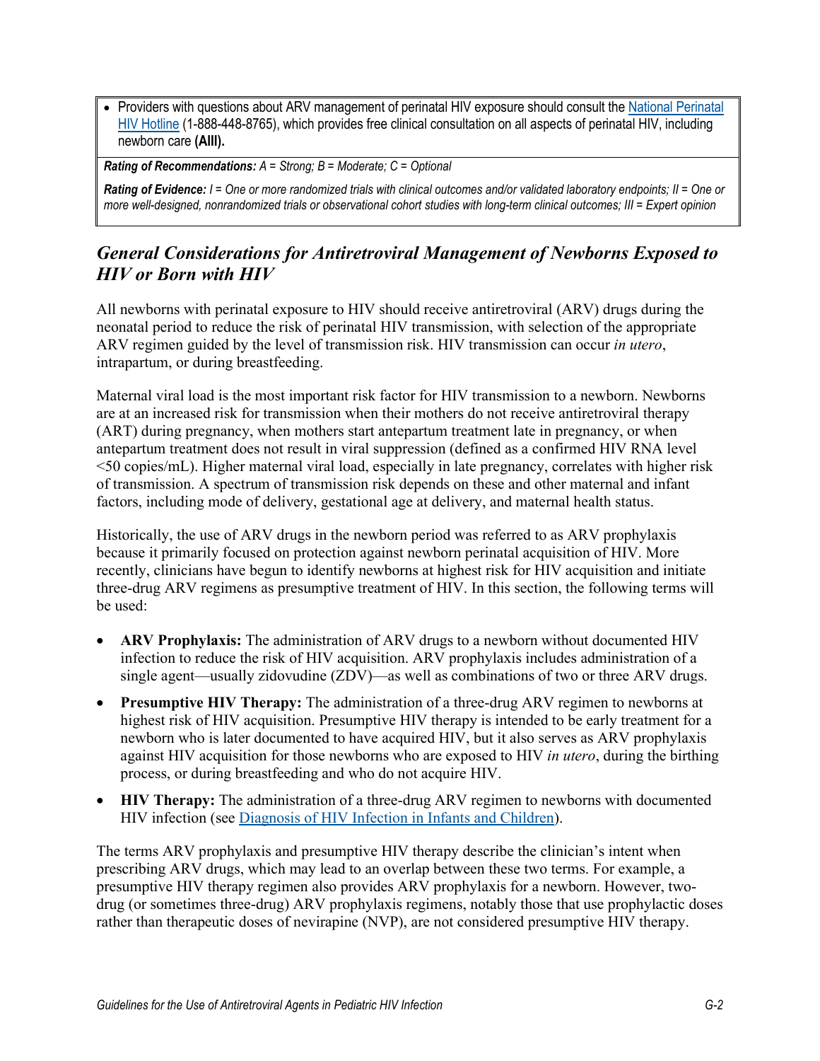- Providers with questions about ARV management of perinatal HIV exposure should consult the [National Perinatal HIV Hotline](#) (1-888-448-8765), which provides free clinical consultation on all aspects of perinatal HIV, including newborn care **(AIII).**

***Rating of Recommendations:*** *A = Strong; B = Moderate; C = Optional*

***Rating of Evidence:*** *I = One or more randomized trials with clinical outcomes and/or validated laboratory endpoints; II = One or more well-designed, nonrandomized trials or observational cohort studies with long-term clinical outcomes; III = Expert opinion*

## *General Considerations for Antiretroviral Management of Newborns Exposed to HIV or Born with HIV*

All newborns with perinatal exposure to HIV should receive antiretroviral (ARV) drugs during the neonatal period to reduce the risk of perinatal HIV transmission, with selection of the appropriate ARV regimen guided by the level of transmission risk. HIV transmission can occur *in utero*, intrapartum, or during breastfeeding.

Maternal viral load is the most important risk factor for HIV transmission to a newborn. Newborns are at an increased risk for transmission when their mothers do not receive antiretroviral therapy (ART) during pregnancy, when mothers start antepartum treatment late in pregnancy, or when antepartum treatment does not result in viral suppression (defined as a confirmed HIV RNA level <50 copies/mL). Higher maternal viral load, especially in late pregnancy, correlates with higher risk of transmission. A spectrum of transmission risk depends on these and other maternal and infant factors, including mode of delivery, gestational age at delivery, and maternal health status.

Historically, the use of ARV drugs in the newborn period was referred to as ARV prophylaxis because it primarily focused on protection against newborn perinatal acquisition of HIV. More recently, clinicians have begun to identify newborns at highest risk for HIV acquisition and initiate three-drug ARV regimens as presumptive treatment of HIV. In this section, the following terms will be used:

- **ARV Prophylaxis:** The administration of ARV drugs to a newborn without documented HIV infection to reduce the risk of HIV acquisition. ARV prophylaxis includes administration of a single agent—usually zidovudine (ZDV)—as well as combinations of two or three ARV drugs.
- **Presumptive HIV Therapy:** The administration of a three-drug ARV regimen to newborns at highest risk of HIV acquisition. Presumptive HIV therapy is intended to be early treatment for a newborn who is later documented to have acquired HIV, but it also serves as ARV prophylaxis against HIV acquisition for those newborns who are exposed to HIV *in utero*, during the birthing process, or during breastfeeding and who do not acquire HIV.
- **HIV Therapy:** The administration of a three-drug ARV regimen to newborns with documented HIV infection (see [Diagnosis of HIV Infection in Infants and Children](#)).

The terms ARV prophylaxis and presumptive HIV therapy describe the clinician's intent when prescribing ARV drugs, which may lead to an overlap between these two terms. For example, a presumptive HIV therapy regimen also provides ARV prophylaxis for a newborn. However, two-drug (or sometimes three-drug) ARV prophylaxis regimens, notably those that use prophylactic doses rather than therapeutic doses of nevirapine (NVP), are not considered presumptive HIV therapy.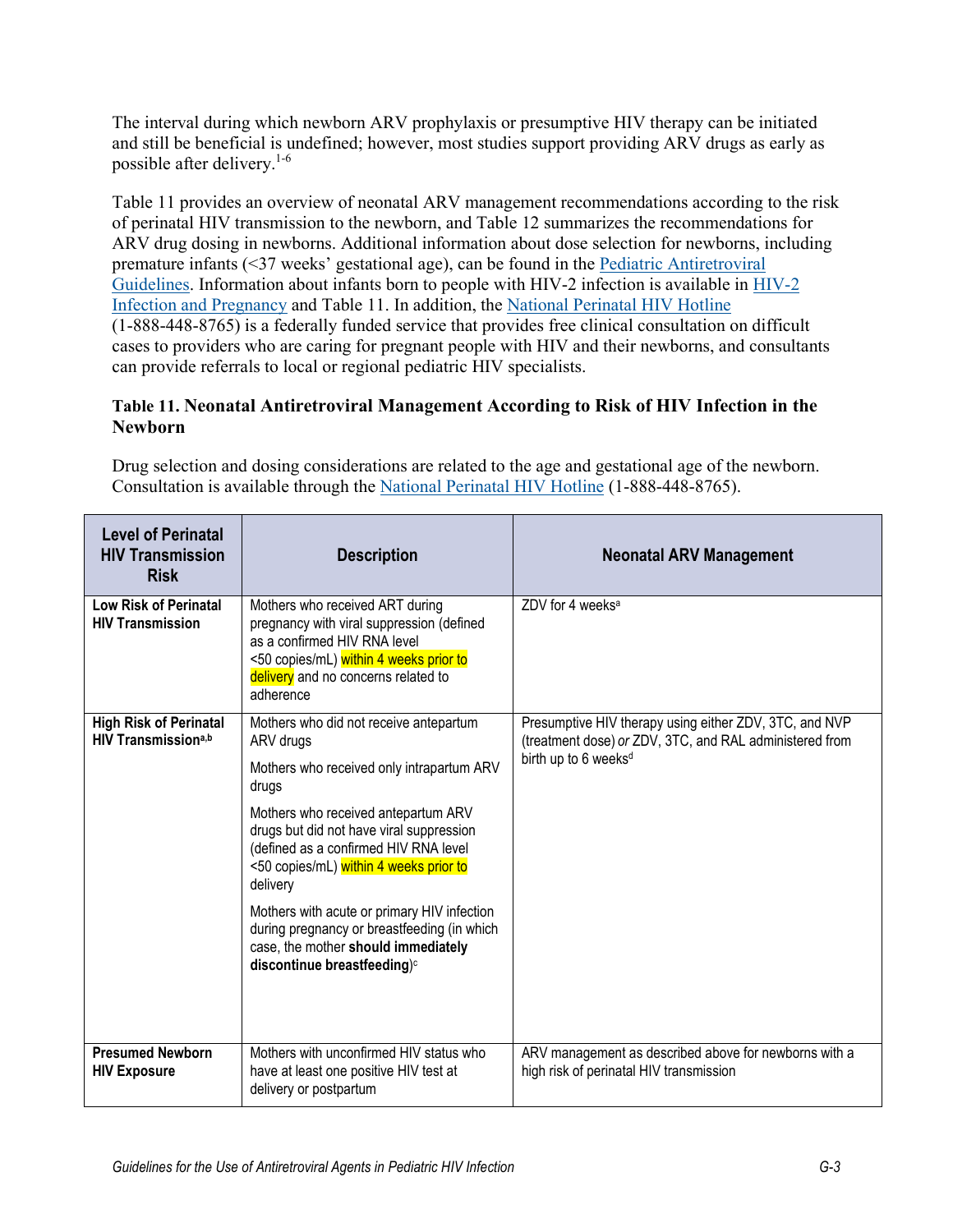The interval during which newborn ARV prophylaxis or presumptive HIV therapy can be initiated and still be beneficial is undefined; however, most studies support providing ARV drugs as early as possible after delivery.[1-6]

Table 11 provides an overview of neonatal ARV management recommendations according to the risk of perinatal HIV transmission to the newborn, and Table 12 summarizes the recommendations for ARV drug dosing in newborns. Additional information about dose selection for newborns, including premature infants (<37 weeks' gestational age), can be found in the Pediatric Antiretroviral Guidelines. Information about infants born to people with HIV-2 infection is available in HIV-2 Infection and Pregnancy and Table 11. In addition, the National Perinatal HIV Hotline (1-888-448-8765) is a federally funded service that provides free clinical consultation on difficult cases to providers who are caring for pregnant people with HIV and their newborns, and consultants can provide referrals to local or regional pediatric HIV specialists.

### Table 11. Neonatal Antiretroviral Management According to Risk of HIV Infection in the Newborn

Drug selection and dosing considerations are related to the age and gestational age of the newborn. Consultation is available through the National Perinatal HIV Hotline (1-888-448-8765).

| Level of Perinatal HIV Transmission Risk | Description | Neonatal ARV Management |
|---|---|---|
| **Low Risk of Perinatal HIV Transmission** | Mothers who received ART during pregnancy with viral suppression (defined as a confirmed HIV RNA level <50 copies/mL) within 4 weeks prior to delivery and no concerns related to adherence | ZDV for 4 weeks[a] |
| **High Risk of Perinatal HIV Transmission[a,b]** | Mothers who did not receive antepartum ARV drugs<br><br>Mothers who received only intrapartum ARV drugs<br><br>Mothers who received antepartum ARV drugs but did not have viral suppression (defined as a confirmed HIV RNA level <50 copies/mL) within 4 weeks prior to delivery<br><br>Mothers with acute or primary HIV infection during pregnancy or breastfeeding (in which case, the mother **should immediately discontinue breastfeeding**)[c] | Presumptive HIV therapy using either ZDV, 3TC, and NVP (treatment dose) *or* ZDV, 3TC, and RAL administered from birth up to 6 weeks[d] |
| **Presumed Newborn HIV Exposure** | Mothers with unconfirmed HIV status who have at least one positive HIV test at delivery or postpartum | ARV management as described above for newborns with a high risk of perinatal HIV transmission |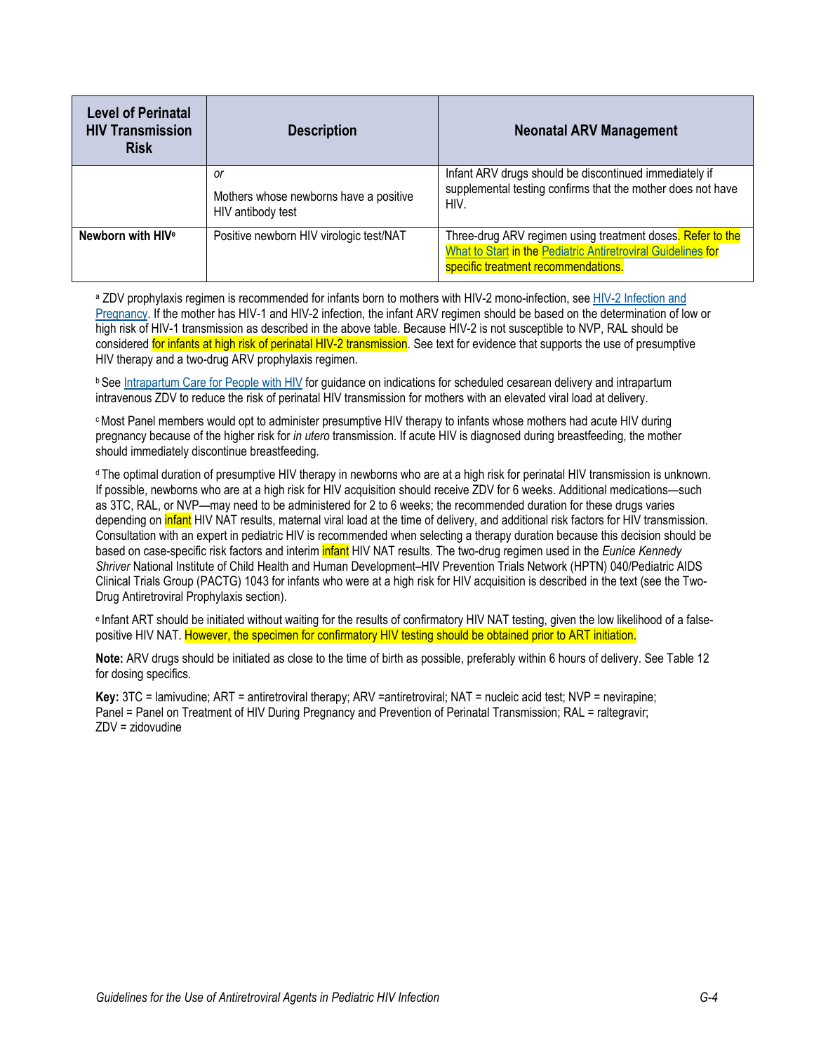| Level of Perinatal HIV Transmission Risk | Description | Neonatal ARV Management |
|---|---|---|
| | *or* <br><br> Mothers whose newborns have a positive HIV antibody test | Infant ARV drugs should be discontinued immediately if supplemental testing confirms that the mother does not have HIV. |
| **Newborn with HIV[e]** | Positive newborn HIV virologic test/NAT | Three-drug ARV regimen using treatment doses. Refer to the What to Start in the Pediatric Antiretroviral Guidelines for specific treatment recommendations. |

[a] ZDV prophylaxis regimen is recommended for infants born to mothers with HIV-2 mono-infection, see HIV-2 Infection and Pregnancy. If the mother has HIV-1 and HIV-2 infection, the infant ARV regimen should be based on the determination of low or high risk of HIV-1 transmission as described in the above table. Because HIV-2 is not susceptible to NVP, RAL should be considered for infants at high risk of perinatal HIV-2 transmission. See text for evidence that supports the use of presumptive HIV therapy and a two-drug ARV prophylaxis regimen.

[b] See Intrapartum Care for People with HIV for guidance on indications for scheduled cesarean delivery and intrapartum intravenous ZDV to reduce the risk of perinatal HIV transmission for mothers with an elevated viral load at delivery.

[c] Most Panel members would opt to administer presumptive HIV therapy to infants whose mothers had acute HIV during pregnancy because of the higher risk for *in utero* transmission. If acute HIV is diagnosed during breastfeeding, the mother should immediately discontinue breastfeeding.

[d] The optimal duration of presumptive HIV therapy in newborns who are at a high risk for perinatal HIV transmission is unknown. If possible, newborns who are at a high risk for HIV acquisition should receive ZDV for 6 weeks. Additional medications—such as 3TC, RAL, or NVP—may need to be administered for 2 to 6 weeks; the recommended duration for these drugs varies depending on infant HIV NAT results, maternal viral load at the time of delivery, and additional risk factors for HIV transmission. Consultation with an expert in pediatric HIV is recommended when selecting a therapy duration because this decision should be based on case-specific risk factors and interim infant HIV NAT results. The two-drug regimen used in the *Eunice Kennedy Shriver* National Institute of Child Health and Human Development–HIV Prevention Trials Network (HPTN) 040/Pediatric AIDS Clinical Trials Group (PACTG) 1043 for infants who were at a high risk for HIV acquisition is described in the text (see the Two-Drug Antiretroviral Prophylaxis section).

[e] Infant ART should be initiated without waiting for the results of confirmatory HIV NAT testing, given the low likelihood of a false-positive HIV NAT. However, the specimen for confirmatory HIV testing should be obtained prior to ART initiation.

**Note:** ARV drugs should be initiated as close to the time of birth as possible, preferably within 6 hours of delivery. See Table 12 for dosing specifics.

**Key:** 3TC = lamivudine; ART = antiretroviral therapy; ARV =antiretroviral; NAT = nucleic acid test; NVP = nevirapine; Panel = Panel on Treatment of HIV During Pregnancy and Prevention of Perinatal Transmission; RAL = raltegravir; ZDV = zidovudine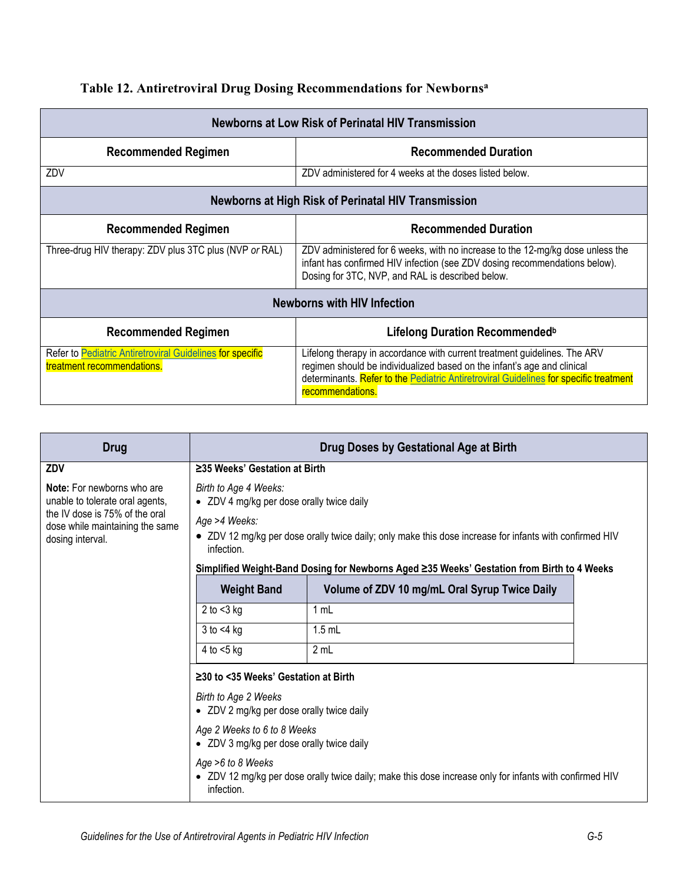### Table 12. Antiretroviral Drug Dosing Recommendations for Newborns[a]

| Newborns at Low Risk of Perinatal HIV Transmission | |
|---|---|
| **Recommended Regimen** | **Recommended Duration** |
| ZDV | ZDV administered for 4 weeks at the doses listed below. |
| **Newborns at High Risk of Perinatal HIV Transmission** | |
| **Recommended Regimen** | **Recommended Duration** |
| Three-drug HIV therapy: ZDV plus 3TC plus (NVP *or* RAL) | ZDV administered for 6 weeks, with no increase to the 12-mg/kg dose unless the infant has confirmed HIV infection (see ZDV dosing recommendations below). Dosing for 3TC, NVP, and RAL is described below. |
| **Newborns with HIV Infection** | |
| **Recommended Regimen** | **Lifelong Duration Recommended[b]** |
| Refer to Pediatric Antiretroviral Guidelines for specific treatment recommendations. | Lifelong therapy in accordance with current treatment guidelines. The ARV regimen should be individualized based on the infant's age and clinical determinants. Refer to the Pediatric Antiretroviral Guidelines for specific treatment recommendations. |

| Drug | Drug Doses by Gestational Age at Birth |
|---|---|
| **ZDV**<br><br>**Note:** For newborns who are unable to tolerate oral agents, the IV dose is 75% of the oral dose while maintaining the same dosing interval. | **≥35 Weeks' Gestation at Birth**<br><br>*Birth to Age 4 Weeks:*<br>• ZDV 4 mg/kg per dose orally twice daily<br><br>*Age >4 Weeks:*<br>• ZDV 12 mg/kg per dose orally twice daily; only make this dose increase for infants with confirmed HIV infection.<br><br>**Simplified Weight-Band Dosing for Newborns Aged ≥35 Weeks' Gestation from Birth to 4 Weeks**<br><br>Weight Band — Volume of ZDV 10 mg/mL Oral Syrup Twice Daily<br>2 to <3 kg — 1 mL<br>3 to <4 kg — 1.5 mL<br>4 to <5 kg — 2 mL<br><br>**≥30 to <35 Weeks' Gestation at Birth**<br><br>*Birth to Age 2 Weeks*<br>• ZDV 2 mg/kg per dose orally twice daily<br><br>*Age 2 Weeks to 6 to 8 Weeks*<br>• ZDV 3 mg/kg per dose orally twice daily<br><br>*Age >6 to 8 Weeks*<br>• ZDV 12 mg/kg per dose orally twice daily; make this dose increase only for infants with confirmed HIV infection. |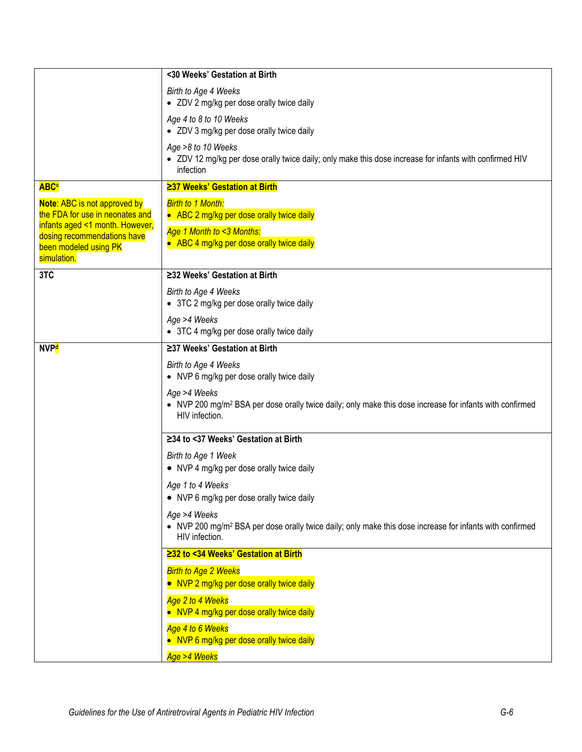| | |
|---|---|
| | **<30 Weeks' Gestation at Birth**<br>*Birth to Age 4 Weeks*<br>• ZDV 2 mg/kg per dose orally twice daily<br>*Age 4 to 8 to 10 Weeks*<br>• ZDV 3 mg/kg per dose orally twice daily<br>*Age >8 to 10 Weeks*<br>• ZDV 12 mg/kg per dose orally twice daily; only make this dose increase for infants with confirmed HIV infection |
| **ABC**[c]<br>**Note**: ABC is not approved by the FDA for use in neonates and infants aged <1 month. However, dosing recommendations have been modeled using PK simulation. | **≥37 Weeks' Gestation at Birth**<br>*Birth to 1 Month:*<br>• ABC 2 mg/kg per dose orally twice daily<br>*Age 1 Month to <3 Months:*<br>• ABC 4 mg/kg per dose orally twice daily |
| **3TC** | **≥32 Weeks' Gestation at Birth**<br>*Birth to Age 4 Weeks*<br>• 3TC 2 mg/kg per dose orally twice daily<br>*Age >4 Weeks*<br>• 3TC 4 mg/kg per dose orally twice daily |
| **NVP**[d] | **≥37 Weeks' Gestation at Birth**<br>*Birth to Age 4 Weeks*<br>• NVP 6 mg/kg per dose orally twice daily<br>*Age >4 Weeks*<br>• NVP 200 mg/m² BSA per dose orally twice daily; only make this dose increase for infants with confirmed HIV infection. |
| | **≥34 to <37 Weeks' Gestation at Birth**<br>*Birth to Age 1 Week*<br>• NVP 4 mg/kg per dose orally twice daily<br>*Age 1 to 4 Weeks*<br>• NVP 6 mg/kg per dose orally twice daily<br>*Age >4 Weeks*<br>• NVP 200 mg/m² BSA per dose orally twice daily; only make this dose increase for infants with confirmed HIV infection. |
| | **≥32 to <34 Weeks' Gestation at Birth**<br>*Birth to Age 2 Weeks*<br>• NVP 2 mg/kg per dose orally twice daily<br>*Age 2 to 4 Weeks*<br>• NVP 4 mg/kg per dose orally twice daily<br>*Age 4 to 6 Weeks*<br>• NVP 6 mg/kg per dose orally twice daily<br>*Age >4 Weeks* |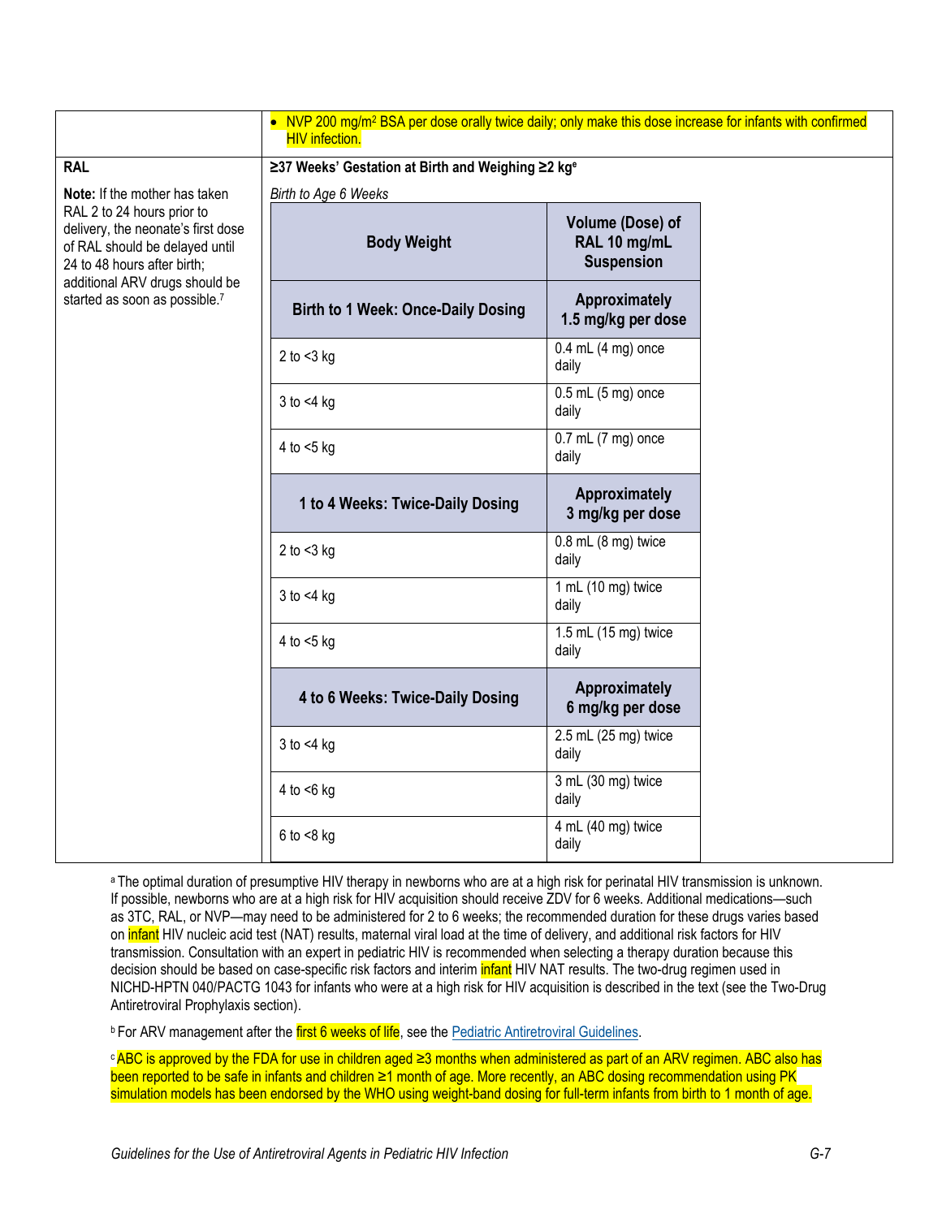| | |
|---|---|
| | • NVP 200 mg/m² BSA per dose orally twice daily; only make this dose increase for infants with confirmed HIV infection. |
| **RAL**<br><br>**Note:** If the mother has taken RAL 2 to 24 hours prior to delivery, the neonate's first dose of RAL should be delayed until 24 to 48 hours after birth; additional ARV drugs should be started as soon as possible.[7] | **≥37 Weeks' Gestation at Birth and Weighing ≥2 kg[e]**<br><br>*Birth to Age 6 Weeks* |

| Body Weight | Volume (Dose) of RAL 10 mg/mL Suspension |
|---|---|
| **Birth to 1 Week: Once-Daily Dosing** | **Approximately 1.5 mg/kg per dose** |
| 2 to <3 kg | 0.4 mL (4 mg) once daily |
| 3 to <4 kg | 0.5 mL (5 mg) once daily |
| 4 to <5 kg | 0.7 mL (7 mg) once daily |
| **1 to 4 Weeks: Twice-Daily Dosing** | **Approximately 3 mg/kg per dose** |
| 2 to <3 kg | 0.8 mL (8 mg) twice daily |
| 3 to <4 kg | 1 mL (10 mg) twice daily |
| 4 to <5 kg | 1.5 mL (15 mg) twice daily |
| **4 to 6 Weeks: Twice-Daily Dosing** | **Approximately 6 mg/kg per dose** |
| 3 to <4 kg | 2.5 mL (25 mg) twice daily |
| 4 to <6 kg | 3 mL (30 mg) twice daily |
| 6 to <8 kg | 4 mL (40 mg) twice daily |

[a] The optimal duration of presumptive HIV therapy in newborns who are at a high risk for perinatal HIV transmission is unknown. If possible, newborns who are at a high risk for HIV acquisition should receive ZDV for 6 weeks. Additional medications—such as 3TC, RAL, or NVP—may need to be administered for 2 to 6 weeks; the recommended duration for these drugs varies based on infant HIV nucleic acid test (NAT) results, maternal viral load at the time of delivery, and additional risk factors for HIV transmission. Consultation with an expert in pediatric HIV is recommended when selecting a therapy duration because this decision should be based on case-specific risk factors and interim infant HIV NAT results. The two-drug regimen used in NICHD-HPTN 040/PACTG 1043 for infants who were at a high risk for HIV acquisition is described in the text (see the Two-Drug Antiretroviral Prophylaxis section).

[b] For ARV management after the first 6 weeks of life, see the Pediatric Antiretroviral Guidelines.

[c] ABC is approved by the FDA for use in children aged ≥3 months when administered as part of an ARV regimen. ABC also has been reported to be safe in infants and children ≥1 month of age. More recently, an ABC dosing recommendation using PK simulation models has been endorsed by the WHO using weight-band dosing for full-term infants from birth to 1 month of age.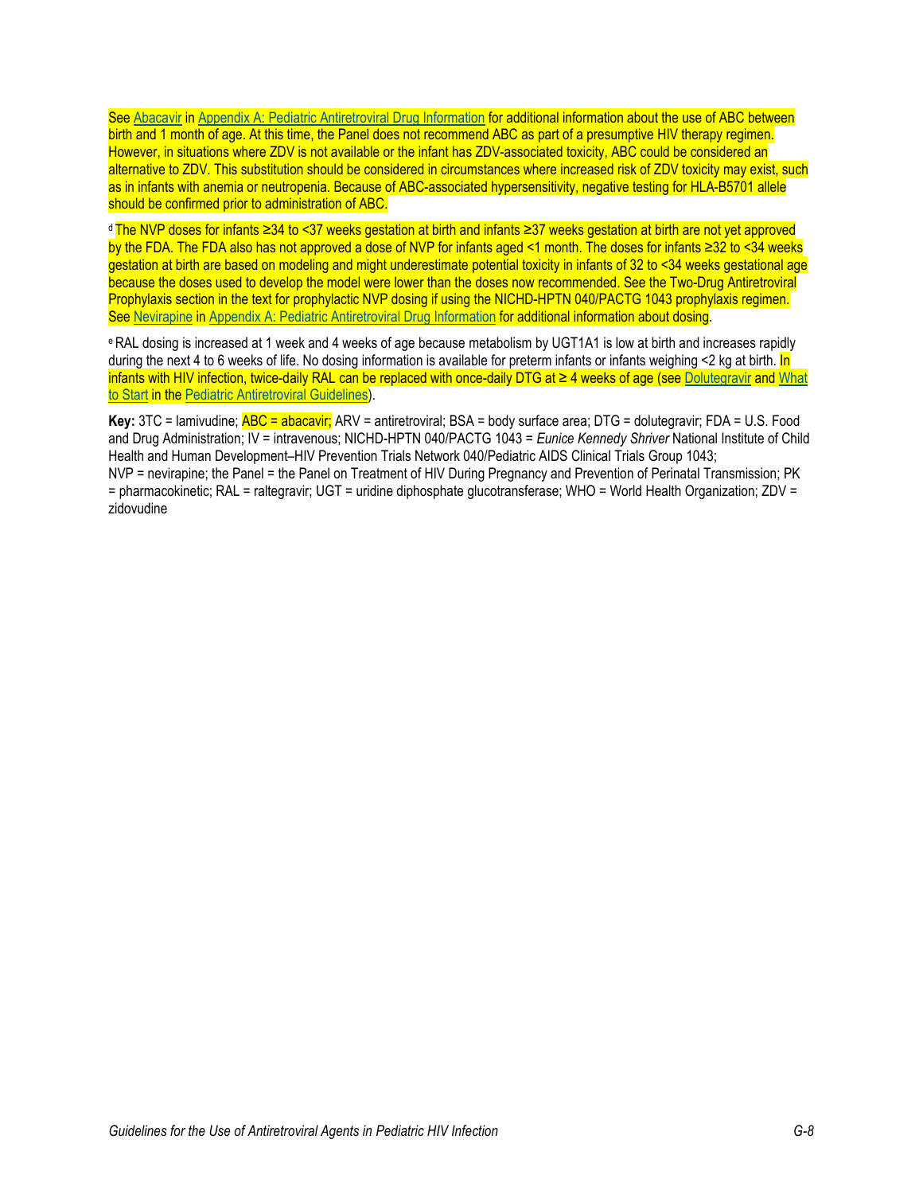See Abacavir in Appendix A: Pediatric Antiretroviral Drug Information for additional information about the use of ABC between birth and 1 month of age. At this time, the Panel does not recommend ABC as part of a presumptive HIV therapy regimen. However, in situations where ZDV is not available or the infant has ZDV-associated toxicity, ABC could be considered an alternative to ZDV. This substitution should be considered in circumstances where increased risk of ZDV toxicity may exist, such as in infants with anemia or neutropenia. Because of ABC-associated hypersensitivity, negative testing for HLA-B5701 allele should be confirmed prior to administration of ABC.

[d] The NVP doses for infants ≥34 to <37 weeks gestation at birth and infants ≥37 weeks gestation at birth are not yet approved by the FDA. The FDA also has not approved a dose of NVP for infants aged <1 month. The doses for infants ≥32 to <34 weeks gestation at birth are based on modeling and might underestimate potential toxicity in infants of 32 to <34 weeks gestational age because the doses used to develop the model were lower than the doses now recommended. See the Two-Drug Antiretroviral Prophylaxis section in the text for prophylactic NVP dosing if using the NICHD-HPTN 040/PACTG 1043 prophylaxis regimen. See Nevirapine in Appendix A: Pediatric Antiretroviral Drug Information for additional information about dosing.

[e] RAL dosing is increased at 1 week and 4 weeks of age because metabolism by UGT1A1 is low at birth and increases rapidly during the next 4 to 6 weeks of life. No dosing information is available for preterm infants or infants weighing <2 kg at birth. In infants with HIV infection, twice-daily RAL can be replaced with once-daily DTG at ≥ 4 weeks of age (see Dolutegravir and What to Start in the Pediatric Antiretroviral Guidelines).

**Key:** 3TC = lamivudine; ABC = abacavir; ARV = antiretroviral; BSA = body surface area; DTG = dolutegravir; FDA = U.S. Food and Drug Administration; IV = intravenous; NICHD-HPTN 040/PACTG 1043 = *Eunice Kennedy Shriver* National Institute of Child Health and Human Development–HIV Prevention Trials Network 040/Pediatric AIDS Clinical Trials Group 1043; NVP = nevirapine; the Panel = the Panel on Treatment of HIV During Pregnancy and Prevention of Perinatal Transmission; PK = pharmacokinetic; RAL = raltegravir; UGT = uridine diphosphate glucotransferase; WHO = World Health Organization; ZDV = zidovudine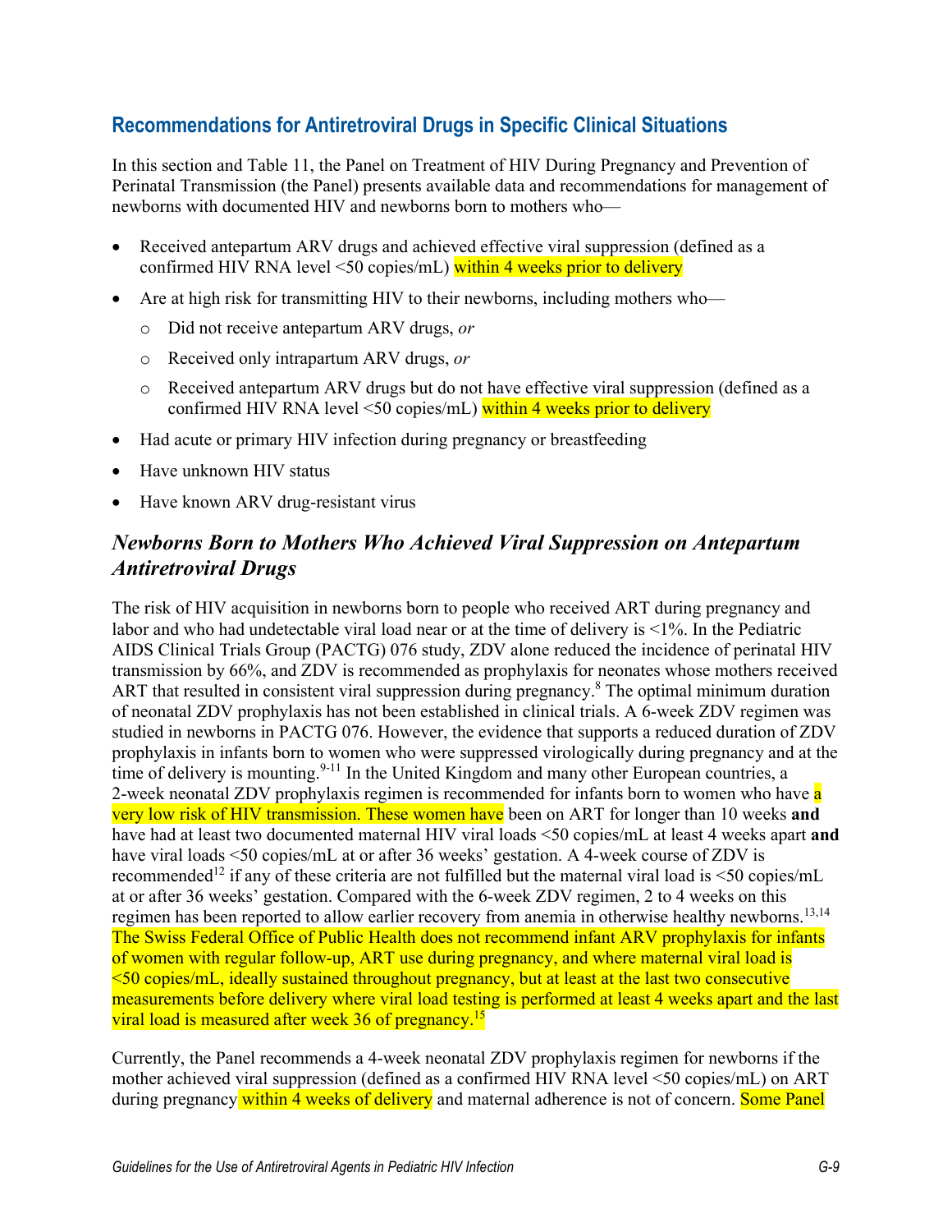## Recommendations for Antiretroviral Drugs in Specific Clinical Situations

In this section and Table 11, the Panel on Treatment of HIV During Pregnancy and Prevention of Perinatal Transmission (the Panel) presents available data and recommendations for management of newborns with documented HIV and newborns born to mothers who—

- Received antepartum ARV drugs and achieved effective viral suppression (defined as a confirmed HIV RNA level <50 copies/mL) within 4 weeks prior to delivery
- Are at high risk for transmitting HIV to their newborns, including mothers who—
  - Did not receive antepartum ARV drugs, *or*
  - Received only intrapartum ARV drugs, *or*
  - Received antepartum ARV drugs but do not have effective viral suppression (defined as a confirmed HIV RNA level <50 copies/mL) within 4 weeks prior to delivery
- Had acute or primary HIV infection during pregnancy or breastfeeding
- Have unknown HIV status
- Have known ARV drug-resistant virus

### *Newborns Born to Mothers Who Achieved Viral Suppression on Antepartum Antiretroviral Drugs*

The risk of HIV acquisition in newborns born to people who received ART during pregnancy and labor and who had undetectable viral load near or at the time of delivery is <1%. In the Pediatric AIDS Clinical Trials Group (PACTG) 076 study, ZDV alone reduced the incidence of perinatal HIV transmission by 66%, and ZDV is recommended as prophylaxis for neonates whose mothers received ART that resulted in consistent viral suppression during pregnancy.[8] The optimal minimum duration of neonatal ZDV prophylaxis has not been established in clinical trials. A 6-week ZDV regimen was studied in newborns in PACTG 076. However, the evidence that supports a reduced duration of ZDV prophylaxis in infants born to women who were suppressed virologically during pregnancy and at the time of delivery is mounting.[9-11] In the United Kingdom and many other European countries, a 2-week neonatal ZDV prophylaxis regimen is recommended for infants born to women who have a very low risk of HIV transmission. These women have been on ART for longer than 10 weeks **and** have had at least two documented maternal HIV viral loads <50 copies/mL at least 4 weeks apart **and** have viral loads <50 copies/mL at or after 36 weeks' gestation. A 4-week course of ZDV is recommended[12] if any of these criteria are not fulfilled but the maternal viral load is <50 copies/mL at or after 36 weeks' gestation. Compared with the 6-week ZDV regimen, 2 to 4 weeks on this regimen has been reported to allow earlier recovery from anemia in otherwise healthy newborns.[13,14] The Swiss Federal Office of Public Health does not recommend infant ARV prophylaxis for infants of women with regular follow-up, ART use during pregnancy, and where maternal viral load is <50 copies/mL, ideally sustained throughout pregnancy, but at least at the last two consecutive measurements before delivery where viral load testing is performed at least 4 weeks apart and the last viral load is measured after week 36 of pregnancy.[15]

Currently, the Panel recommends a 4-week neonatal ZDV prophylaxis regimen for newborns if the mother achieved viral suppression (defined as a confirmed HIV RNA level <50 copies/mL) on ART during pregnancy within 4 weeks of delivery and maternal adherence is not of concern. Some Panel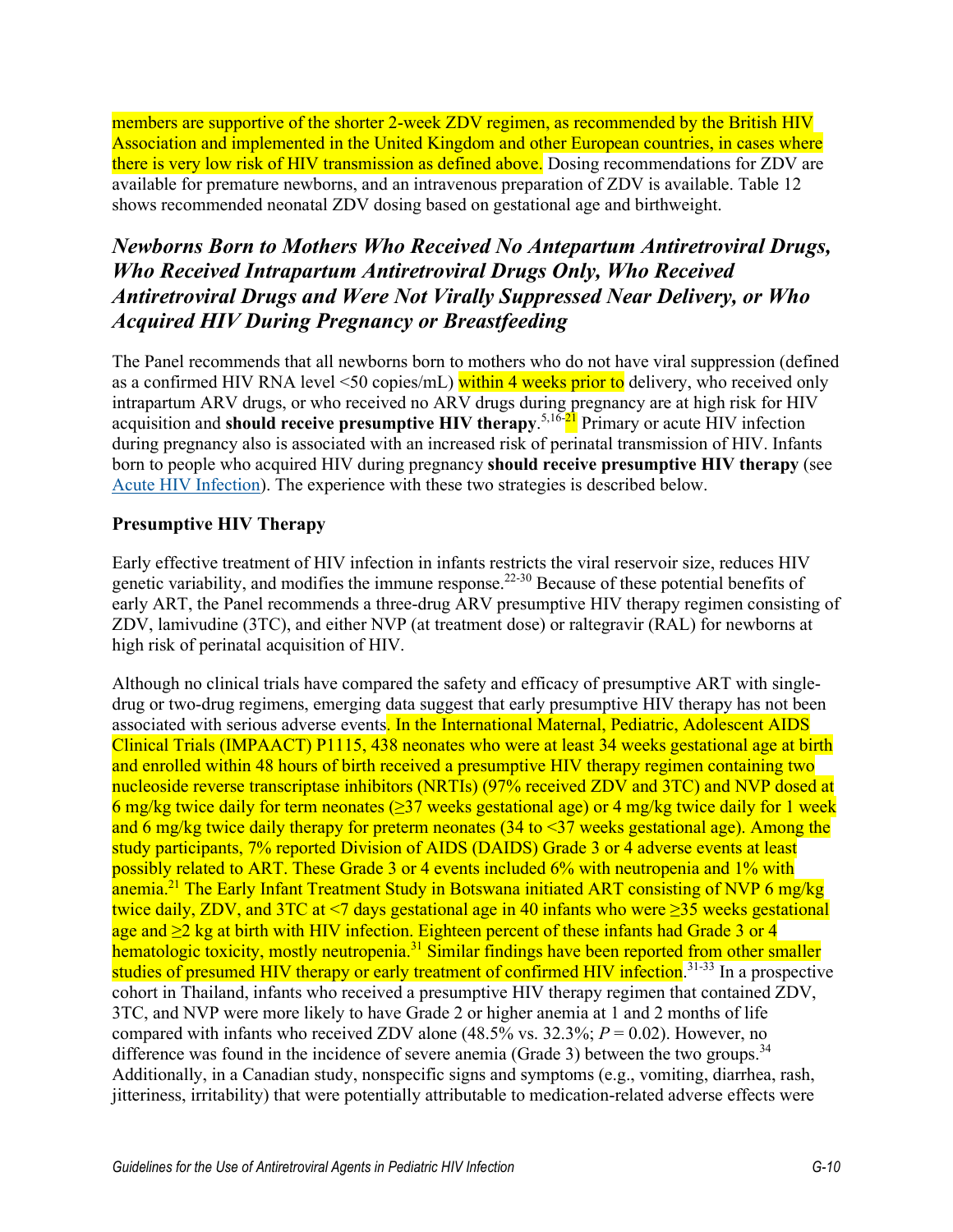members are supportive of the shorter 2-week ZDV regimen, as recommended by the British HIV Association and implemented in the United Kingdom and other European countries, in cases where there is very low risk of HIV transmission as defined above. Dosing recommendations for ZDV are available for premature newborns, and an intravenous preparation of ZDV is available. Table 12 shows recommended neonatal ZDV dosing based on gestational age and birthweight.

## *Newborns Born to Mothers Who Received No Antepartum Antiretroviral Drugs, Who Received Intrapartum Antiretroviral Drugs Only, Who Received Antiretroviral Drugs and Were Not Virally Suppressed Near Delivery, or Who Acquired HIV During Pregnancy or Breastfeeding*

The Panel recommends that all newborns born to mothers who do not have viral suppression (defined as a confirmed HIV RNA level <50 copies/mL) within 4 weeks prior to delivery, who received only intrapartum ARV drugs, or who received no ARV drugs during pregnancy are at high risk for HIV acquisition and **should receive presumptive HIV therapy**.[5,16-21] Primary or acute HIV infection during pregnancy also is associated with an increased risk of perinatal transmission of HIV. Infants born to people who acquired HIV during pregnancy **should receive presumptive HIV therapy** (see Acute HIV Infection). The experience with these two strategies is described below.

### Presumptive HIV Therapy

Early effective treatment of HIV infection in infants restricts the viral reservoir size, reduces HIV genetic variability, and modifies the immune response.[22-30] Because of these potential benefits of early ART, the Panel recommends a three-drug ARV presumptive HIV therapy regimen consisting of ZDV, lamivudine (3TC), and either NVP (at treatment dose) or raltegravir (RAL) for newborns at high risk of perinatal acquisition of HIV.

Although no clinical trials have compared the safety and efficacy of presumptive ART with single-drug or two-drug regimens, emerging data suggest that early presumptive HIV therapy has not been associated with serious adverse events. In the International Maternal, Pediatric, Adolescent AIDS Clinical Trials (IMPAACT) P1115, 438 neonates who were at least 34 weeks gestational age at birth and enrolled within 48 hours of birth received a presumptive HIV therapy regimen containing two nucleoside reverse transcriptase inhibitors (NRTIs) (97% received ZDV and 3TC) and NVP dosed at 6 mg/kg twice daily for term neonates (≥37 weeks gestational age) or 4 mg/kg twice daily for 1 week and 6 mg/kg twice daily therapy for preterm neonates (34 to <37 weeks gestational age). Among the study participants, 7% reported Division of AIDS (DAIDS) Grade 3 or 4 adverse events at least possibly related to ART. These Grade 3 or 4 events included 6% with neutropenia and 1% with anemia.[21] The Early Infant Treatment Study in Botswana initiated ART consisting of NVP 6 mg/kg twice daily, ZDV, and 3TC at <7 days gestational age in 40 infants who were ≥35 weeks gestational age and ≥2 kg at birth with HIV infection. Eighteen percent of these infants had Grade 3 or 4 hematologic toxicity, mostly neutropenia.[31] Similar findings have been reported from other smaller studies of presumed HIV therapy or early treatment of confirmed HIV infection.[31-33] In a prospective cohort in Thailand, infants who received a presumptive HIV therapy regimen that contained ZDV, 3TC, and NVP were more likely to have Grade 2 or higher anemia at 1 and 2 months of life compared with infants who received ZDV alone (48.5% vs. 32.3%; $P = 0.02$). However, no difference was found in the incidence of severe anemia (Grade 3) between the two groups.[34] Additionally, in a Canadian study, nonspecific signs and symptoms (e.g., vomiting, diarrhea, rash, jitteriness, irritability) that were potentially attributable to medication-related adverse effects were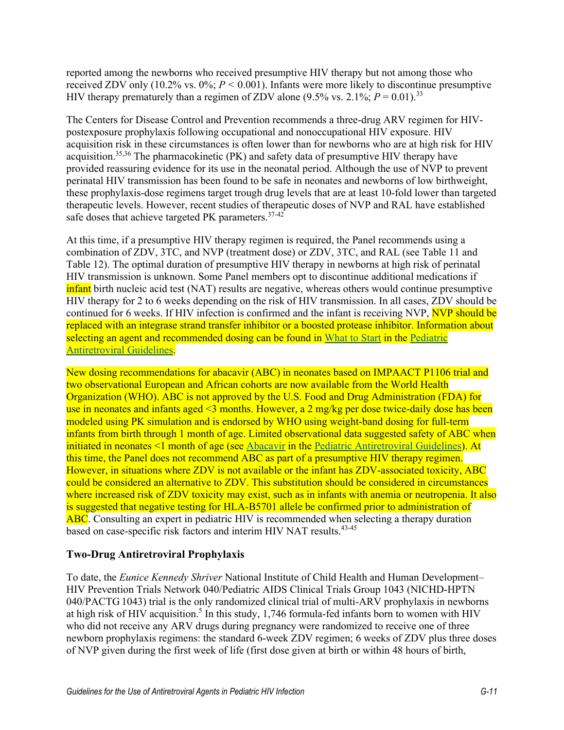reported among the newborns who received presumptive HIV therapy but not among those who received ZDV only (10.2% vs. 0%; $P < 0.001$). Infants were more likely to discontinue presumptive HIV therapy prematurely than a regimen of ZDV alone (9.5% vs. 2.1%; $P = 0.01$).[33]

The Centers for Disease Control and Prevention recommends a three-drug ARV regimen for HIV-postexposure prophylaxis following occupational and nonoccupational HIV exposure. HIV acquisition risk in these circumstances is often lower than for newborns who are at high risk for HIV acquisition.[35,36] The pharmacokinetic (PK) and safety data of presumptive HIV therapy have provided reassuring evidence for its use in the neonatal period. Although the use of NVP to prevent perinatal HIV transmission has been found to be safe in neonates and newborns of low birthweight, these prophylaxis-dose regimens target trough drug levels that are at least 10-fold lower than targeted therapeutic levels. However, recent studies of therapeutic doses of NVP and RAL have established safe doses that achieve targeted PK parameters.[37-42]

At this time, if a presumptive HIV therapy regimen is required, the Panel recommends using a combination of ZDV, 3TC, and NVP (treatment dose) or ZDV, 3TC, and RAL (see Table 11 and Table 12). The optimal duration of presumptive HIV therapy in newborns at high risk of perinatal HIV transmission is unknown. Some Panel members opt to discontinue additional medications if infant birth nucleic acid test (NAT) results are negative, whereas others would continue presumptive HIV therapy for 2 to 6 weeks depending on the risk of HIV transmission. In all cases, ZDV should be continued for 6 weeks. If HIV infection is confirmed and the infant is receiving NVP, NVP should be replaced with an integrase strand transfer inhibitor or a boosted protease inhibitor. Information about selecting an agent and recommended dosing can be found in What to Start in the Pediatric Antiretroviral Guidelines.

New dosing recommendations for abacavir (ABC) in neonates based on IMPAACT P1106 trial and two observational European and African cohorts are now available from the World Health Organization (WHO). ABC is not approved by the U.S. Food and Drug Administration (FDA) for use in neonates and infants aged <3 months. However, a 2 mg/kg per dose twice-daily dose has been modeled using PK simulation and is endorsed by WHO using weight-band dosing for full-term infants from birth through 1 month of age. Limited observational data suggested safety of ABC when initiated in neonates <1 month of age (see Abacavir in the Pediatric Antiretroviral Guidelines). At this time, the Panel does not recommend ABC as part of a presumptive HIV therapy regimen. However, in situations where ZDV is not available or the infant has ZDV-associated toxicity, ABC could be considered an alternative to ZDV. This substitution should be considered in circumstances where increased risk of ZDV toxicity may exist, such as in infants with anemia or neutropenia. It also is suggested that negative testing for HLA-B5701 allele be confirmed prior to administration of ABC. Consulting an expert in pediatric HIV is recommended when selecting a therapy duration based on case-specific risk factors and interim HIV NAT results.[43-45]

### Two-Drug Antiretroviral Prophylaxis

To date, the *Eunice Kennedy Shriver* National Institute of Child Health and Human Development–HIV Prevention Trials Network 040/Pediatric AIDS Clinical Trials Group 1043 (NICHD-HPTN 040/PACTG 1043) trial is the only randomized clinical trial of multi-ARV prophylaxis in newborns at high risk of HIV acquisition.[5] In this study, 1,746 formula-fed infants born to women with HIV who did not receive any ARV drugs during pregnancy were randomized to receive one of three newborn prophylaxis regimens: the standard 6-week ZDV regimen; 6 weeks of ZDV plus three doses of NVP given during the first week of life (first dose given at birth or within 48 hours of birth,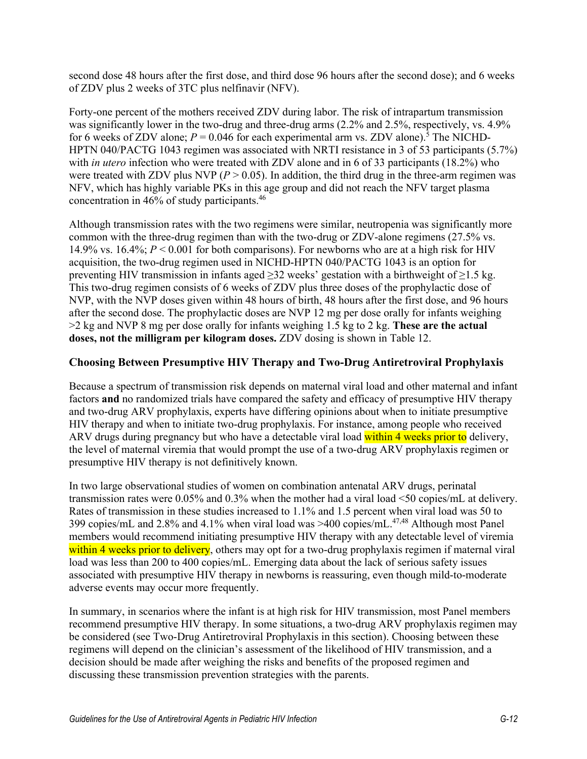second dose 48 hours after the first dose, and third dose 96 hours after the second dose); and 6 weeks of ZDV plus 2 weeks of 3TC plus nelfinavir (NFV).

Forty-one percent of the mothers received ZDV during labor. The risk of intrapartum transmission was significantly lower in the two-drug and three-drug arms (2.2% and 2.5%, respectively, vs. 4.9% for 6 weeks of ZDV alone; $P = 0.046$ for each experimental arm vs. ZDV alone).[5] The NICHD-HPTN 040/PACTG 1043 regimen was associated with NRTI resistance in 3 of 53 participants (5.7%) with *in utero* infection who were treated with ZDV alone and in 6 of 33 participants (18.2%) who were treated with ZDV plus NVP ($P > 0.05$). In addition, the third drug in the three-arm regimen was NFV, which has highly variable PKs in this age group and did not reach the NFV target plasma concentration in 46% of study participants.[46]

Although transmission rates with the two regimens were similar, neutropenia was significantly more common with the three-drug regimen than with the two-drug or ZDV-alone regimens (27.5% vs. 14.9% vs. 16.4%; $P < 0.001$ for both comparisons). For newborns who are at a high risk for HIV acquisition, the two-drug regimen used in NICHD-HPTN 040/PACTG 1043 is an option for preventing HIV transmission in infants aged ≥32 weeks' gestation with a birthweight of ≥1.5 kg. This two-drug regimen consists of 6 weeks of ZDV plus three doses of the prophylactic dose of NVP, with the NVP doses given within 48 hours of birth, 48 hours after the first dose, and 96 hours after the second dose. The prophylactic doses are NVP 12 mg per dose orally for infants weighing >2 kg and NVP 8 mg per dose orally for infants weighing 1.5 kg to 2 kg. **These are the actual doses, not the milligram per kilogram doses.** ZDV dosing is shown in Table 12.

### Choosing Between Presumptive HIV Therapy and Two-Drug Antiretroviral Prophylaxis

Because a spectrum of transmission risk depends on maternal viral load and other maternal and infant factors **and** no randomized trials have compared the safety and efficacy of presumptive HIV therapy and two-drug ARV prophylaxis, experts have differing opinions about when to initiate presumptive HIV therapy and when to initiate two-drug prophylaxis. For instance, among people who received ARV drugs during pregnancy but who have a detectable viral load within 4 weeks prior to delivery, the level of maternal viremia that would prompt the use of a two-drug ARV prophylaxis regimen or presumptive HIV therapy is not definitively known.

In two large observational studies of women on combination antenatal ARV drugs, perinatal transmission rates were 0.05% and 0.3% when the mother had a viral load <50 copies/mL at delivery. Rates of transmission in these studies increased to 1.1% and 1.5 percent when viral load was 50 to 399 copies/mL and 2.8% and 4.1% when viral load was >400 copies/mL.[47,48] Although most Panel members would recommend initiating presumptive HIV therapy with any detectable level of viremia within 4 weeks prior to delivery, others may opt for a two-drug prophylaxis regimen if maternal viral load was less than 200 to 400 copies/mL. Emerging data about the lack of serious safety issues associated with presumptive HIV therapy in newborns is reassuring, even though mild-to-moderate adverse events may occur more frequently.

In summary, in scenarios where the infant is at high risk for HIV transmission, most Panel members recommend presumptive HIV therapy. In some situations, a two-drug ARV prophylaxis regimen may be considered (see Two-Drug Antiretroviral Prophylaxis in this section). Choosing between these regimens will depend on the clinician's assessment of the likelihood of HIV transmission, and a decision should be made after weighing the risks and benefits of the proposed regimen and discussing these transmission prevention strategies with the parents.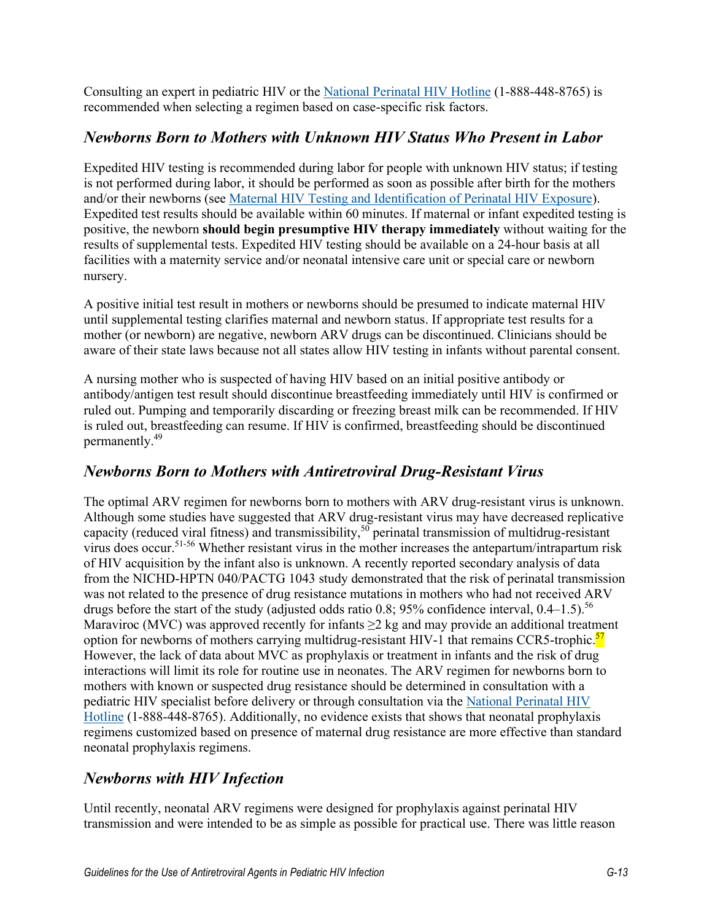Consulting an expert in pediatric HIV or the [National Perinatal HIV Hotline](http://nccc.ucsf.edu/clinician-consultation/perinatal-hiv-aids/) (1-888-448-8765) is recommended when selecting a regimen based on case-specific risk factors.

## *Newborns Born to Mothers with Unknown HIV Status Who Present in Labor*

Expedited HIV testing is recommended during labor for people with unknown HIV status; if testing is not performed during labor, it should be performed as soon as possible after birth for the mothers and/or their newborns (see Maternal HIV Testing and Identification of Perinatal HIV Exposure). Expedited test results should be available within 60 minutes. If maternal or infant expedited testing is positive, the newborn **should begin presumptive HIV therapy immediately** without waiting for the results of supplemental tests. Expedited HIV testing should be available on a 24-hour basis at all facilities with a maternity service and/or neonatal intensive care unit or special care or newborn nursery.

A positive initial test result in mothers or newborns should be presumed to indicate maternal HIV until supplemental testing clarifies maternal and newborn status. If appropriate test results for a mother (or newborn) are negative, newborn ARV drugs can be discontinued. Clinicians should be aware of their state laws because not all states allow HIV testing in infants without parental consent.

A nursing mother who is suspected of having HIV based on an initial positive antibody or antibody/antigen test result should discontinue breastfeeding immediately until HIV is confirmed or ruled out. Pumping and temporarily discarding or freezing breast milk can be recommended. If HIV is ruled out, breastfeeding can resume. If HIV is confirmed, breastfeeding should be discontinued permanently.[49]

## *Newborns Born to Mothers with Antiretroviral Drug-Resistant Virus*

The optimal ARV regimen for newborns born to mothers with ARV drug-resistant virus is unknown. Although some studies have suggested that ARV drug-resistant virus may have decreased replicative capacity (reduced viral fitness) and transmissibility,[50] perinatal transmission of multidrug-resistant virus does occur.[51-56] Whether resistant virus in the mother increases the antepartum/intrapartum risk of HIV acquisition by the infant also is unknown. A recently reported secondary analysis of data from the NICHD-HPTN 040/PACTG 1043 study demonstrated that the risk of perinatal transmission was not related to the presence of drug resistance mutations in mothers who had not received ARV drugs before the start of the study (adjusted odds ratio 0.8; 95% confidence interval, 0.4–1.5).[56] Maraviroc (MVC) was approved recently for infants ≥2 kg and may provide an additional treatment option for newborns of mothers carrying multidrug-resistant HIV-1 that remains CCR5-trophic.[57] However, the lack of data about MVC as prophylaxis or treatment in infants and the risk of drug interactions will limit its role for routine use in neonates. The ARV regimen for newborns born to mothers with known or suspected drug resistance should be determined in consultation with a pediatric HIV specialist before delivery or through consultation via the [National Perinatal HIV Hotline](http://nccc.ucsf.edu/clinician-consultation/perinatal-hiv-aids/) (1-888-448-8765). Additionally, no evidence exists that shows that neonatal prophylaxis regimens customized based on presence of maternal drug resistance are more effective than standard neonatal prophylaxis regimens.

## *Newborns with HIV Infection*

Until recently, neonatal ARV regimens were designed for prophylaxis against perinatal HIV transmission and were intended to be as simple as possible for practical use. There was little reason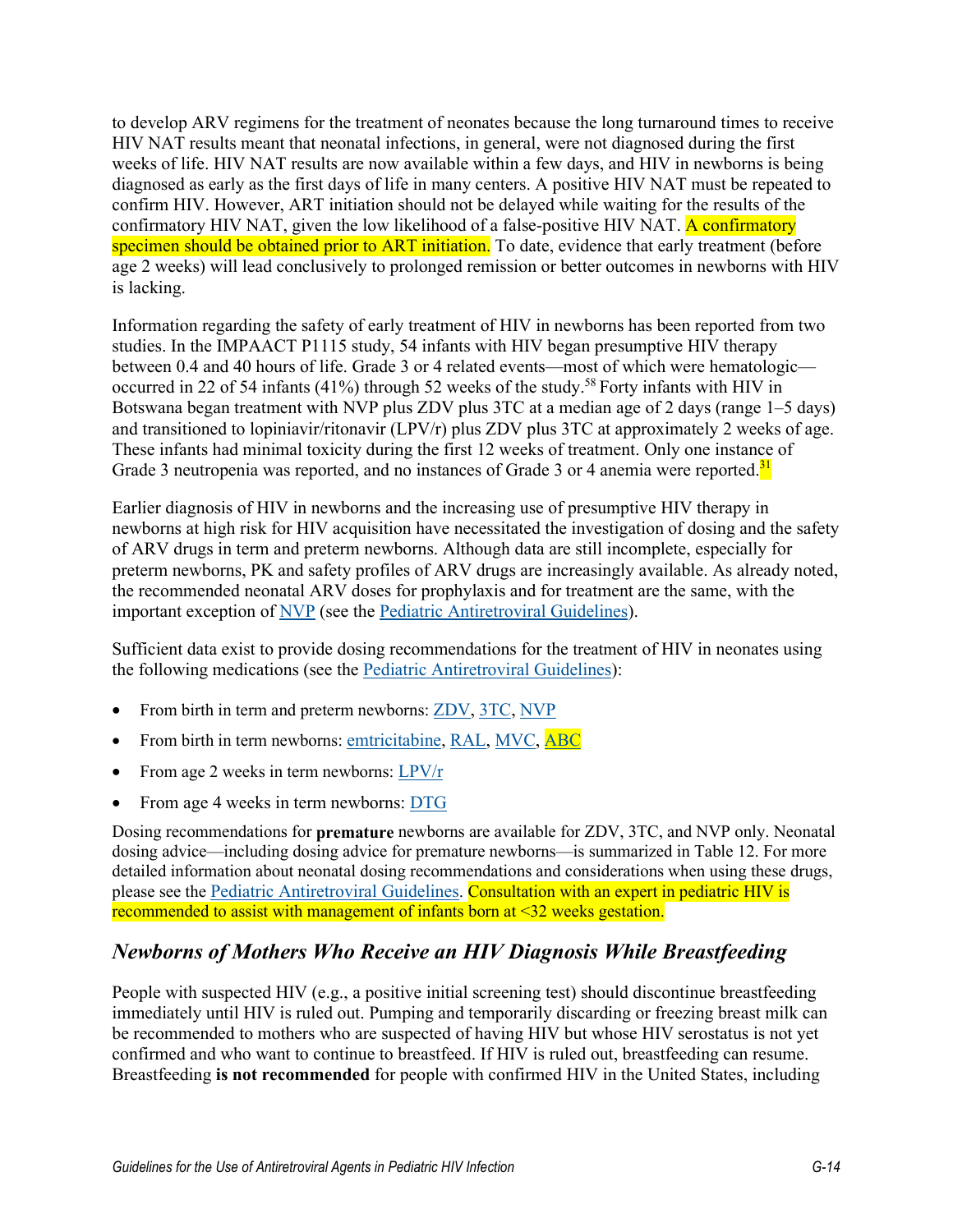to develop ARV regimens for the treatment of neonates because the long turnaround times to receive HIV NAT results meant that neonatal infections, in general, were not diagnosed during the first weeks of life. HIV NAT results are now available within a few days, and HIV in newborns is being diagnosed as early as the first days of life in many centers. A positive HIV NAT must be repeated to confirm HIV. However, ART initiation should not be delayed while waiting for the results of the confirmatory HIV NAT, given the low likelihood of a false-positive HIV NAT. A confirmatory specimen should be obtained prior to ART initiation. To date, evidence that early treatment (before age 2 weeks) will lead conclusively to prolonged remission or better outcomes in newborns with HIV is lacking.

Information regarding the safety of early treatment of HIV in newborns has been reported from two studies. In the IMPAACT P1115 study, 54 infants with HIV began presumptive HIV therapy between 0.4 and 40 hours of life. Grade 3 or 4 related events—most of which were hematologic—occurred in 22 of 54 infants (41%) through 52 weeks of the study.[58] Forty infants with HIV in Botswana began treatment with NVP plus ZDV plus 3TC at a median age of 2 days (range 1–5 days) and transitioned to lopiniavir/ritonavir (LPV/r) plus ZDV plus 3TC at approximately 2 weeks of age. These infants had minimal toxicity during the first 12 weeks of treatment. Only one instance of Grade 3 neutropenia was reported, and no instances of Grade 3 or 4 anemia were reported.[31]

Earlier diagnosis of HIV in newborns and the increasing use of presumptive HIV therapy in newborns at high risk for HIV acquisition have necessitated the investigation of dosing and the safety of ARV drugs in term and preterm newborns. Although data are still incomplete, especially for preterm newborns, PK and safety profiles of ARV drugs are increasingly available. As already noted, the recommended neonatal ARV doses for prophylaxis and for treatment are the same, with the important exception of NVP (see the Pediatric Antiretroviral Guidelines).

Sufficient data exist to provide dosing recommendations for the treatment of HIV in neonates using the following medications (see the Pediatric Antiretroviral Guidelines):

- From birth in term and preterm newborns: ZDV, 3TC, NVP
- From birth in term newborns: emtricitabine, RAL, MVC, ABC
- From age 2 weeks in term newborns: LPV/r
- From age 4 weeks in term newborns: DTG

Dosing recommendations for **premature** newborns are available for ZDV, 3TC, and NVP only. Neonatal dosing advice—including dosing advice for premature newborns—is summarized in Table 12. For more detailed information about neonatal dosing recommendations and considerations when using these drugs, please see the Pediatric Antiretroviral Guidelines. Consultation with an expert in pediatric HIV is recommended to assist with management of infants born at <32 weeks gestation.

## *Newborns of Mothers Who Receive an HIV Diagnosis While Breastfeeding*

People with suspected HIV (e.g., a positive initial screening test) should discontinue breastfeeding immediately until HIV is ruled out. Pumping and temporarily discarding or freezing breast milk can be recommended to mothers who are suspected of having HIV but whose HIV serostatus is not yet confirmed and who want to continue to breastfeed. If HIV is ruled out, breastfeeding can resume. Breastfeeding **is not recommended** for people with confirmed HIV in the United States, including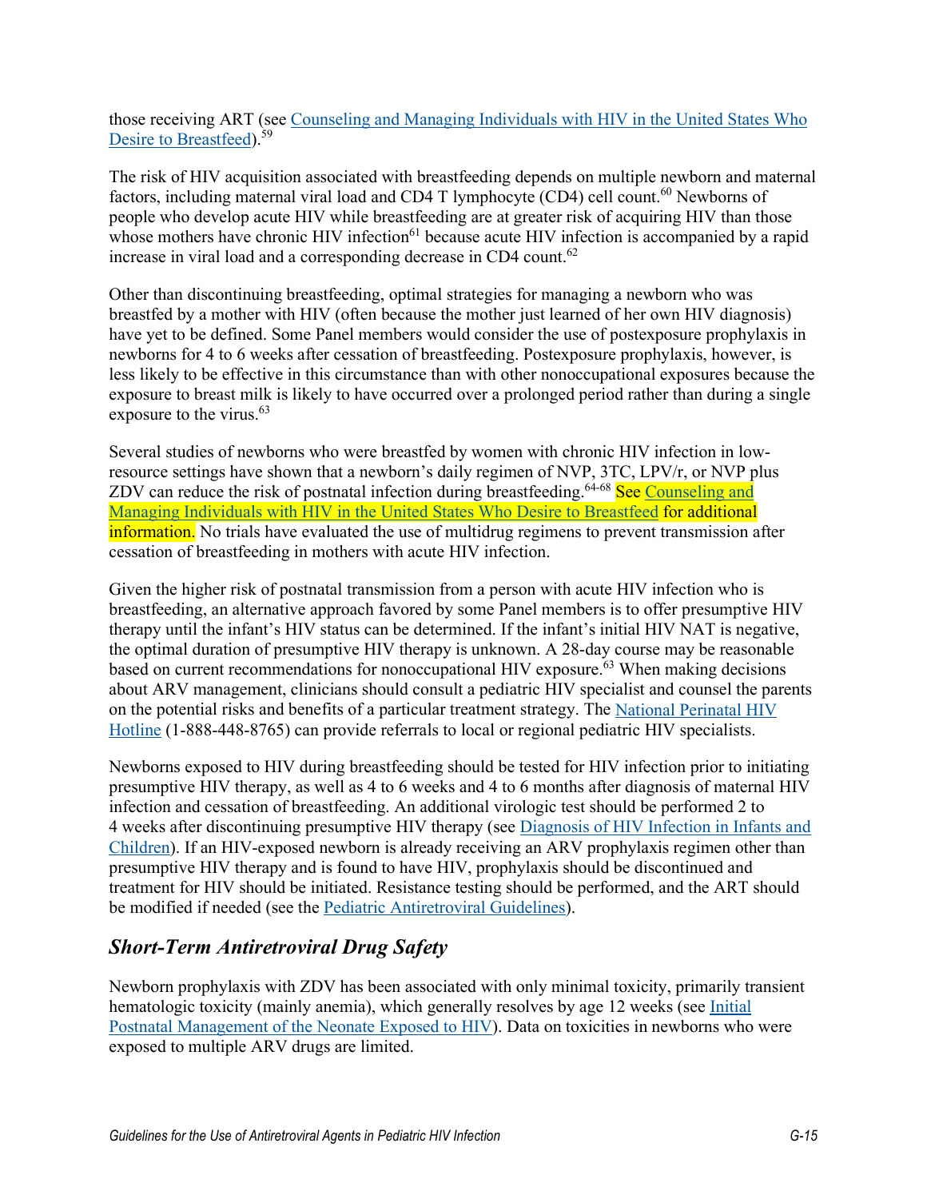those receiving ART (see Counseling and Managing Individuals with HIV in the United States Who Desire to Breastfeed).[59]

The risk of HIV acquisition associated with breastfeeding depends on multiple newborn and maternal factors, including maternal viral load and CD4 T lymphocyte (CD4) cell count.[60] Newborns of people who develop acute HIV while breastfeeding are at greater risk of acquiring HIV than those whose mothers have chronic HIV infection[61] because acute HIV infection is accompanied by a rapid increase in viral load and a corresponding decrease in CD4 count.[62]

Other than discontinuing breastfeeding, optimal strategies for managing a newborn who was breastfed by a mother with HIV (often because the mother just learned of her own HIV diagnosis) have yet to be defined. Some Panel members would consider the use of postexposure prophylaxis in newborns for 4 to 6 weeks after cessation of breastfeeding. Postexposure prophylaxis, however, is less likely to be effective in this circumstance than with other nonoccupational exposures because the exposure to breast milk is likely to have occurred over a prolonged period rather than during a single exposure to the virus.[63]

Several studies of newborns who were breastfed by women with chronic HIV infection in low-resource settings have shown that a newborn's daily regimen of NVP, 3TC, LPV/r, or NVP plus ZDV can reduce the risk of postnatal infection during breastfeeding.[64-68] See Counseling and Managing Individuals with HIV in the United States Who Desire to Breastfeed for additional information. No trials have evaluated the use of multidrug regimens to prevent transmission after cessation of breastfeeding in mothers with acute HIV infection.

Given the higher risk of postnatal transmission from a person with acute HIV infection who is breastfeeding, an alternative approach favored by some Panel members is to offer presumptive HIV therapy until the infant's HIV status can be determined. If the infant's initial HIV NAT is negative, the optimal duration of presumptive HIV therapy is unknown. A 28-day course may be reasonable based on current recommendations for nonoccupational HIV exposure.[63] When making decisions about ARV management, clinicians should consult a pediatric HIV specialist and counsel the parents on the potential risks and benefits of a particular treatment strategy. The National Perinatal HIV Hotline (1-888-448-8765) can provide referrals to local or regional pediatric HIV specialists.

Newborns exposed to HIV during breastfeeding should be tested for HIV infection prior to initiating presumptive HIV therapy, as well as 4 to 6 weeks and 4 to 6 months after diagnosis of maternal HIV infection and cessation of breastfeeding. An additional virologic test should be performed 2 to 4 weeks after discontinuing presumptive HIV therapy (see Diagnosis of HIV Infection in Infants and Children). If an HIV-exposed newborn is already receiving an ARV prophylaxis regimen other than presumptive HIV therapy and is found to have HIV, prophylaxis should be discontinued and treatment for HIV should be initiated. Resistance testing should be performed, and the ART should be modified if needed (see the Pediatric Antiretroviral Guidelines).

## *Short-Term Antiretroviral Drug Safety*

Newborn prophylaxis with ZDV has been associated with only minimal toxicity, primarily transient hematologic toxicity (mainly anemia), which generally resolves by age 12 weeks (see Initial Postnatal Management of the Neonate Exposed to HIV). Data on toxicities in newborns who were exposed to multiple ARV drugs are limited.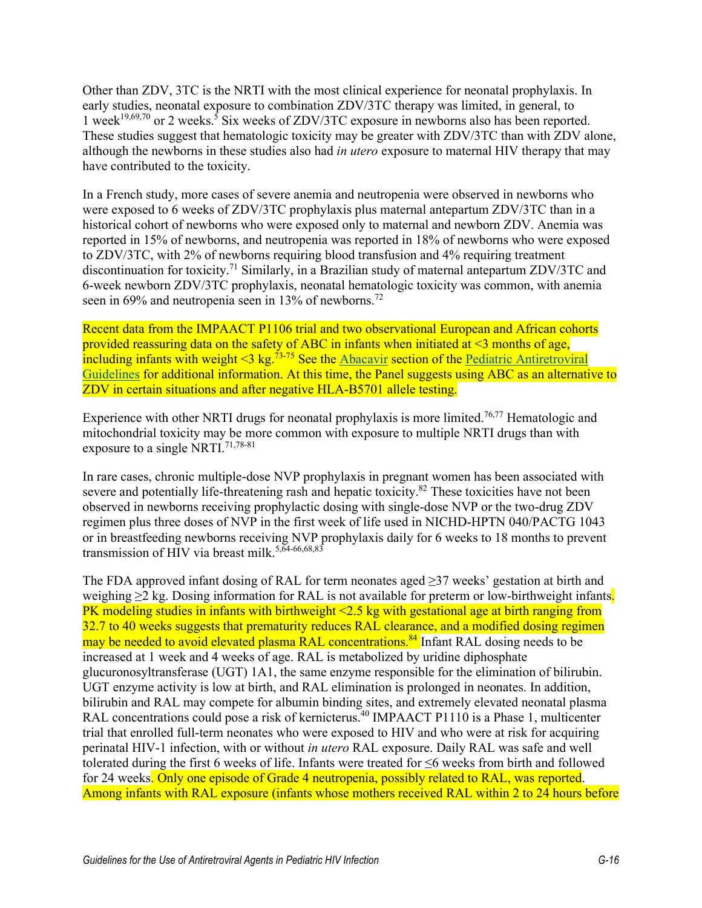Other than ZDV, 3TC is the NRTI with the most clinical experience for neonatal prophylaxis. In early studies, neonatal exposure to combination ZDV/3TC therapy was limited, in general, to 1 week[19,69,70] or 2 weeks.[5] Six weeks of ZDV/3TC exposure in newborns also has been reported. These studies suggest that hematologic toxicity may be greater with ZDV/3TC than with ZDV alone, although the newborns in these studies also had *in utero* exposure to maternal HIV therapy that may have contributed to the toxicity.

In a French study, more cases of severe anemia and neutropenia were observed in newborns who were exposed to 6 weeks of ZDV/3TC prophylaxis plus maternal antepartum ZDV/3TC than in a historical cohort of newborns who were exposed only to maternal and newborn ZDV. Anemia was reported in 15% of newborns, and neutropenia was reported in 18% of newborns who were exposed to ZDV/3TC, with 2% of newborns requiring blood transfusion and 4% requiring treatment discontinuation for toxicity.[71] Similarly, in a Brazilian study of maternal antepartum ZDV/3TC and 6-week newborn ZDV/3TC prophylaxis, neonatal hematologic toxicity was common, with anemia seen in 69% and neutropenia seen in 13% of newborns.[72]

Recent data from the IMPAACT P1106 trial and two observational European and African cohorts provided reassuring data on the safety of ABC in infants when initiated at <3 months of age, including infants with weight <3 kg.[73-75] See the Abacavir section of the Pediatric Antiretroviral Guidelines for additional information. At this time, the Panel suggests using ABC as an alternative to ZDV in certain situations and after negative HLA-B5701 allele testing.

Experience with other NRTI drugs for neonatal prophylaxis is more limited.[76,77] Hematologic and mitochondrial toxicity may be more common with exposure to multiple NRTI drugs than with exposure to a single NRTI.[71,78-81]

In rare cases, chronic multiple-dose NVP prophylaxis in pregnant women has been associated with severe and potentially life-threatening rash and hepatic toxicity.[82] These toxicities have not been observed in newborns receiving prophylactic dosing with single-dose NVP or the two-drug ZDV regimen plus three doses of NVP in the first week of life used in NICHD-HPTN 040/PACTG 1043 or in breastfeeding newborns receiving NVP prophylaxis daily for 6 weeks to 18 months to prevent transmission of HIV via breast milk.[5,64-66,68,83]

The FDA approved infant dosing of RAL for term neonates aged ≥37 weeks' gestation at birth and weighing ≥2 kg. Dosing information for RAL is not available for preterm or low-birthweight infants. PK modeling studies in infants with birthweight <2.5 kg with gestational age at birth ranging from 32.7 to 40 weeks suggests that prematurity reduces RAL clearance, and a modified dosing regimen may be needed to avoid elevated plasma RAL concentrations.[84] Infant RAL dosing needs to be increased at 1 week and 4 weeks of age. RAL is metabolized by uridine diphosphate glucuronosyltransferase (UGT) 1A1, the same enzyme responsible for the elimination of bilirubin. UGT enzyme activity is low at birth, and RAL elimination is prolonged in neonates. In addition, bilirubin and RAL may compete for albumin binding sites, and extremely elevated neonatal plasma RAL concentrations could pose a risk of kernicterus.[40] IMPAACT P1110 is a Phase 1, multicenter trial that enrolled full-term neonates who were exposed to HIV and who were at risk for acquiring perinatal HIV-1 infection, with or without *in utero* RAL exposure. Daily RAL was safe and well tolerated during the first 6 weeks of life. Infants were treated for ≤6 weeks from birth and followed for 24 weeks. Only one episode of Grade 4 neutropenia, possibly related to RAL, was reported. Among infants with RAL exposure (infants whose mothers received RAL within 2 to 24 hours before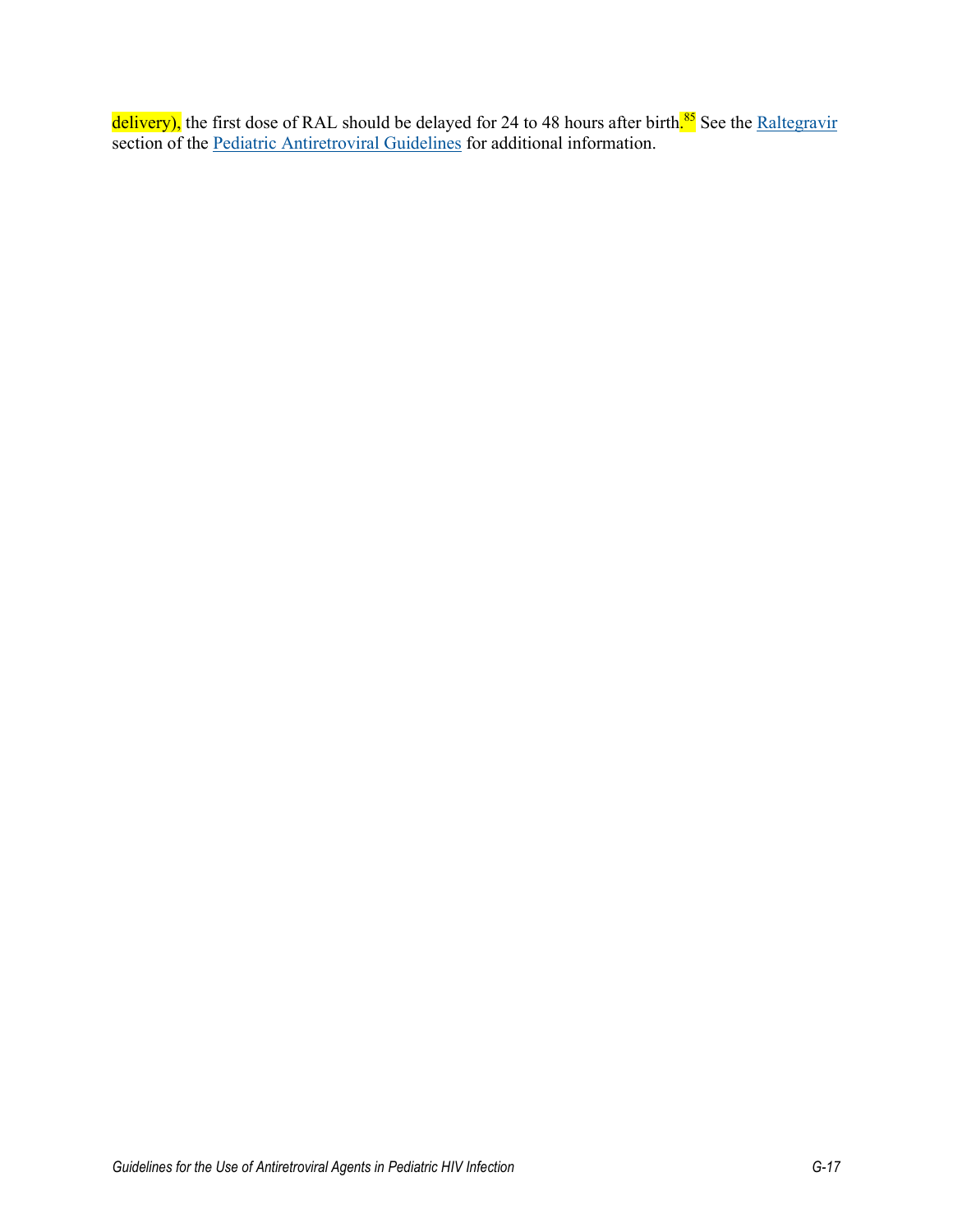delivery), the first dose of RAL should be delayed for 24 to 48 hours after birth.[85] See the Raltegravir section of the Pediatric Antiretroviral Guidelines for additional information.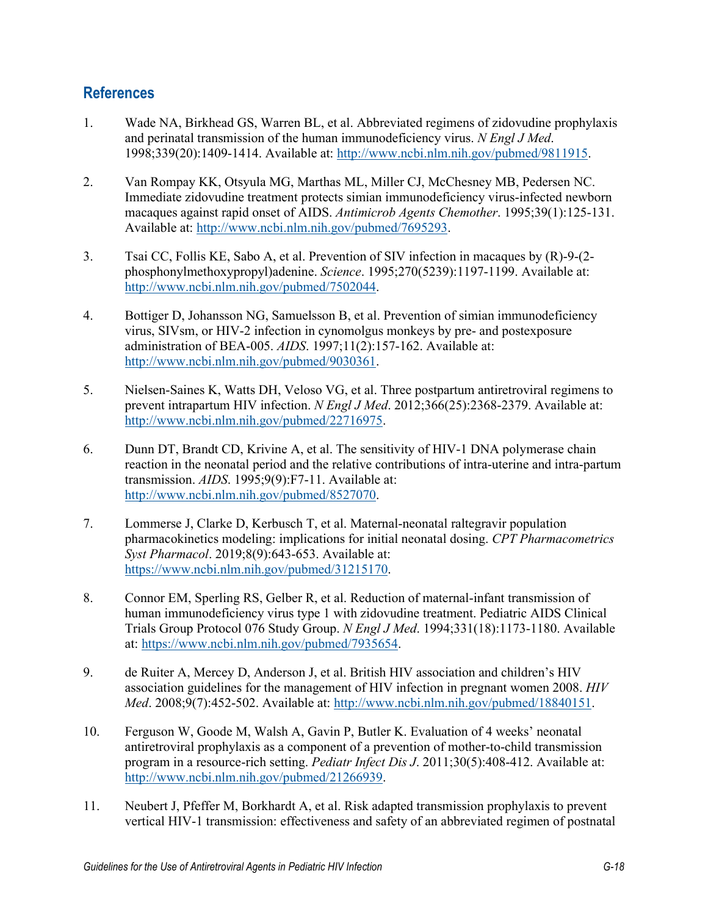## References

1. Wade NA, Birkhead GS, Warren BL, et al. Abbreviated regimens of zidovudine prophylaxis and perinatal transmission of the human immunodeficiency virus. *N Engl J Med*. 1998;339(20):1409-1414. Available at: http://www.ncbi.nlm.nih.gov/pubmed/9811915.

2. Van Rompay KK, Otsyula MG, Marthas ML, Miller CJ, McChesney MB, Pedersen NC. Immediate zidovudine treatment protects simian immunodeficiency virus-infected newborn macaques against rapid onset of AIDS. *Antimicrob Agents Chemother*. 1995;39(1):125-131. Available at: http://www.ncbi.nlm.nih.gov/pubmed/7695293.

3. Tsai CC, Follis KE, Sabo A, et al. Prevention of SIV infection in macaques by (R)-9-(2-phosphonylmethoxypropyl)adenine. *Science*. 1995;270(5239):1197-1199. Available at: http://www.ncbi.nlm.nih.gov/pubmed/7502044.

4. Bottiger D, Johansson NG, Samuelsson B, et al. Prevention of simian immunodeficiency virus, SIVsm, or HIV-2 infection in cynomolgus monkeys by pre- and postexposure administration of BEA-005. *AIDS*. 1997;11(2):157-162. Available at: http://www.ncbi.nlm.nih.gov/pubmed/9030361.

5. Nielsen-Saines K, Watts DH, Veloso VG, et al. Three postpartum antiretroviral regimens to prevent intrapartum HIV infection. *N Engl J Med*. 2012;366(25):2368-2379. Available at: http://www.ncbi.nlm.nih.gov/pubmed/22716975.

6. Dunn DT, Brandt CD, Krivine A, et al. The sensitivity of HIV-1 DNA polymerase chain reaction in the neonatal period and the relative contributions of intra-uterine and intra-partum transmission. *AIDS*. 1995;9(9):F7-11. Available at: http://www.ncbi.nlm.nih.gov/pubmed/8527070.

7. Lommerse J, Clarke D, Kerbusch T, et al. Maternal-neonatal raltegravir population pharmacokinetics modeling: implications for initial neonatal dosing. *CPT Pharmacometrics Syst Pharmacol*. 2019;8(9):643-653. Available at: https://www.ncbi.nlm.nih.gov/pubmed/31215170.

8. Connor EM, Sperling RS, Gelber R, et al. Reduction of maternal-infant transmission of human immunodeficiency virus type 1 with zidovudine treatment. Pediatric AIDS Clinical Trials Group Protocol 076 Study Group. *N Engl J Med*. 1994;331(18):1173-1180. Available at: https://www.ncbi.nlm.nih.gov/pubmed/7935654.

9. de Ruiter A, Mercey D, Anderson J, et al. British HIV association and children's HIV association guidelines for the management of HIV infection in pregnant women 2008. *HIV Med*. 2008;9(7):452-502. Available at: http://www.ncbi.nlm.nih.gov/pubmed/18840151.

10. Ferguson W, Goode M, Walsh A, Gavin P, Butler K. Evaluation of 4 weeks' neonatal antiretroviral prophylaxis as a component of a prevention of mother-to-child transmission program in a resource-rich setting. *Pediatr Infect Dis J*. 2011;30(5):408-412. Available at: http://www.ncbi.nlm.nih.gov/pubmed/21266939.

11. Neubert J, Pfeffer M, Borkhardt A, et al. Risk adapted transmission prophylaxis to prevent vertical HIV-1 transmission: effectiveness and safety of an abbreviated regimen of postnatal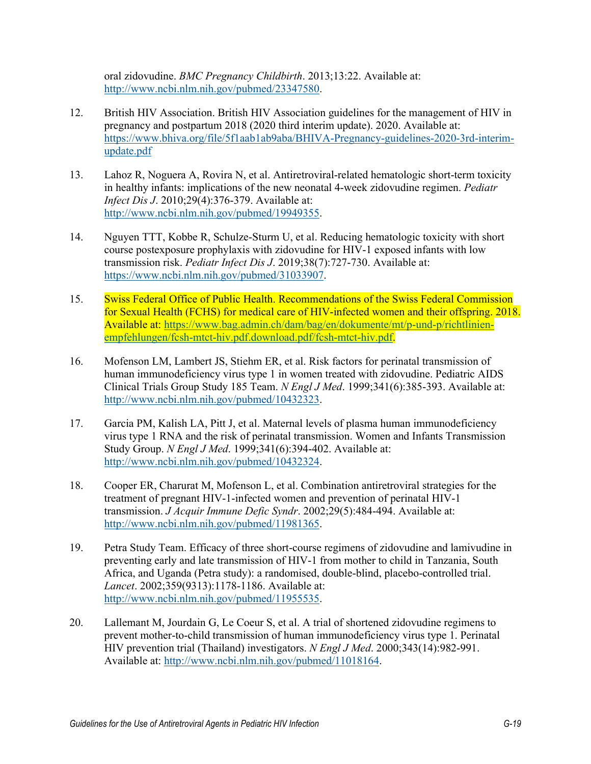oral zidovudine. *BMC Pregnancy Childbirth*. 2013;13:22. Available at: http://www.ncbi.nlm.nih.gov/pubmed/23347580.

12. British HIV Association. British HIV Association guidelines for the management of HIV in pregnancy and postpartum 2018 (2020 third interim update). 2020. Available at: https://www.bhiva.org/file/5f1aab1ab9aba/BHIVA-Pregnancy-guidelines-2020-3rd-interim-update.pdf

13. Lahoz R, Noguera A, Rovira N, et al. Antiretroviral-related hematologic short-term toxicity in healthy infants: implications of the new neonatal 4-week zidovudine regimen. *Pediatr Infect Dis J*. 2010;29(4):376-379. Available at: http://www.ncbi.nlm.nih.gov/pubmed/19949355.

14. Nguyen TTT, Kobbe R, Schulze-Sturm U, et al. Reducing hematologic toxicity with short course postexposure prophylaxis with zidovudine for HIV-1 exposed infants with low transmission risk. *Pediatr Infect Dis J*. 2019;38(7):727-730. Available at: https://www.ncbi.nlm.nih.gov/pubmed/31033907.

15. Swiss Federal Office of Public Health. Recommendations of the Swiss Federal Commission for Sexual Health (FCHS) for medical care of HIV-infected women and their offspring. 2018. Available at: https://www.bag.admin.ch/dam/bag/en/dokumente/mt/p-und-p/richtlinien-empfehlungen/fcsh-mtct-hiv.pdf.download.pdf/fcsh-mtct-hiv.pdf.

16. Mofenson LM, Lambert JS, Stiehm ER, et al. Risk factors for perinatal transmission of human immunodeficiency virus type 1 in women treated with zidovudine. Pediatric AIDS Clinical Trials Group Study 185 Team. *N Engl J Med*. 1999;341(6):385-393. Available at: http://www.ncbi.nlm.nih.gov/pubmed/10432323.

17. Garcia PM, Kalish LA, Pitt J, et al. Maternal levels of plasma human immunodeficiency virus type 1 RNA and the risk of perinatal transmission. Women and Infants Transmission Study Group. *N Engl J Med*. 1999;341(6):394-402. Available at: http://www.ncbi.nlm.nih.gov/pubmed/10432324.

18. Cooper ER, Charurat M, Mofenson L, et al. Combination antiretroviral strategies for the treatment of pregnant HIV-1-infected women and prevention of perinatal HIV-1 transmission. *J Acquir Immune Defic Syndr*. 2002;29(5):484-494. Available at: http://www.ncbi.nlm.nih.gov/pubmed/11981365.

19. Petra Study Team. Efficacy of three short-course regimens of zidovudine and lamivudine in preventing early and late transmission of HIV-1 from mother to child in Tanzania, South Africa, and Uganda (Petra study): a randomised, double-blind, placebo-controlled trial. *Lancet*. 2002;359(9313):1178-1186. Available at: http://www.ncbi.nlm.nih.gov/pubmed/11955535.

20. Lallemant M, Jourdain G, Le Coeur S, et al. A trial of shortened zidovudine regimens to prevent mother-to-child transmission of human immunodeficiency virus type 1. Perinatal HIV prevention trial (Thailand) investigators. *N Engl J Med*. 2000;343(14):982-991. Available at: http://www.ncbi.nlm.nih.gov/pubmed/11018164.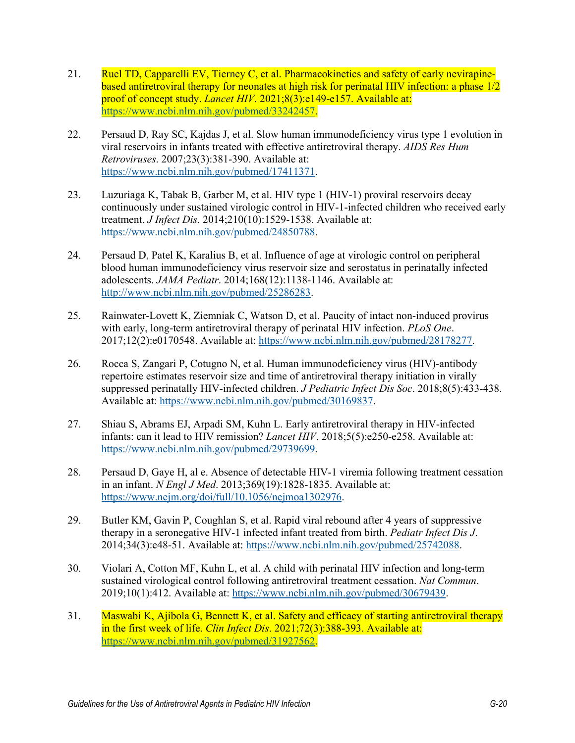21. Ruel TD, Capparelli EV, Tierney C, et al. Pharmacokinetics and safety of early nevirapine-based antiretroviral therapy for neonates at high risk for perinatal HIV infection: a phase 1/2 proof of concept study. *Lancet HIV*. 2021;8(3):e149-e157. Available at: https://www.ncbi.nlm.nih.gov/pubmed/33242457.

22. Persaud D, Ray SC, Kajdas J, et al. Slow human immunodeficiency virus type 1 evolution in viral reservoirs in infants treated with effective antiretroviral therapy. *AIDS Res Hum Retroviruses*. 2007;23(3):381-390. Available at: https://www.ncbi.nlm.nih.gov/pubmed/17411371.

23. Luzuriaga K, Tabak B, Garber M, et al. HIV type 1 (HIV-1) proviral reservoirs decay continuously under sustained virologic control in HIV-1-infected children who received early treatment. *J Infect Dis*. 2014;210(10):1529-1538. Available at: https://www.ncbi.nlm.nih.gov/pubmed/24850788.

24. Persaud D, Patel K, Karalius B, et al. Influence of age at virologic control on peripheral blood human immunodeficiency virus reservoir size and serostatus in perinatally infected adolescents. *JAMA Pediatr*. 2014;168(12):1138-1146. Available at: http://www.ncbi.nlm.nih.gov/pubmed/25286283.

25. Rainwater-Lovett K, Ziemniak C, Watson D, et al. Paucity of intact non-induced provirus with early, long-term antiretroviral therapy of perinatal HIV infection. *PLoS One*. 2017;12(2):e0170548. Available at: https://www.ncbi.nlm.nih.gov/pubmed/28178277.

26. Rocca S, Zangari P, Cotugno N, et al. Human immunodeficiency virus (HIV)-antibody repertoire estimates reservoir size and time of antiretroviral therapy initiation in virally suppressed perinatally HIV-infected children. *J Pediatric Infect Dis Soc*. 2018;8(5):433-438. Available at: https://www.ncbi.nlm.nih.gov/pubmed/30169837.

27. Shiau S, Abrams EJ, Arpadi SM, Kuhn L. Early antiretroviral therapy in HIV-infected infants: can it lead to HIV remission? *Lancet HIV*. 2018;5(5):e250-e258. Available at: https://www.ncbi.nlm.nih.gov/pubmed/29739699.

28. Persaud D, Gaye H, al e. Absence of detectable HIV-1 viremia following treatment cessation in an infant. *N Engl J Med*. 2013;369(19):1828-1835. Available at: https://www.nejm.org/doi/full/10.1056/nejmoa1302976.

29. Butler KM, Gavin P, Coughlan S, et al. Rapid viral rebound after 4 years of suppressive therapy in a seronegative HIV-1 infected infant treated from birth. *Pediatr Infect Dis J*. 2014;34(3):e48-51. Available at: https://www.ncbi.nlm.nih.gov/pubmed/25742088.

30. Violari A, Cotton MF, Kuhn L, et al. A child with perinatal HIV infection and long-term sustained virological control following antiretroviral treatment cessation. *Nat Commun*. 2019;10(1):412. Available at: https://www.ncbi.nlm.nih.gov/pubmed/30679439.

31. Maswabi K, Ajibola G, Bennett K, et al. Safety and efficacy of starting antiretroviral therapy in the first week of life. *Clin Infect Dis*. 2021;72(3):388-393. Available at: https://www.ncbi.nlm.nih.gov/pubmed/31927562.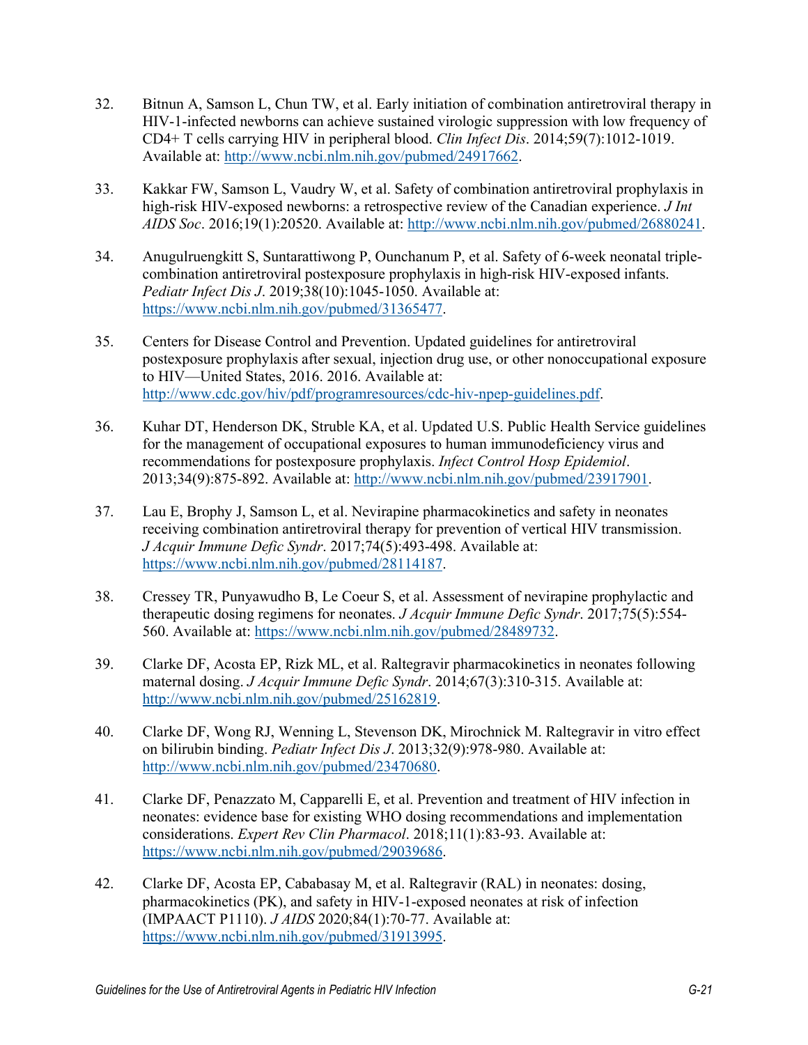32. Bitnun A, Samson L, Chun TW, et al. Early initiation of combination antiretroviral therapy in HIV-1-infected newborns can achieve sustained virologic suppression with low frequency of CD4+ T cells carrying HIV in peripheral blood. *Clin Infect Dis*. 2014;59(7):1012-1019. Available at: http://www.ncbi.nlm.nih.gov/pubmed/24917662.

33. Kakkar FW, Samson L, Vaudry W, et al. Safety of combination antiretroviral prophylaxis in high-risk HIV-exposed newborns: a retrospective review of the Canadian experience. *J Int AIDS Soc*. 2016;19(1):20520. Available at: http://www.ncbi.nlm.nih.gov/pubmed/26880241.

34. Anugulruengkitt S, Suntarattiwong P, Ounchanum P, et al. Safety of 6-week neonatal triple-combination antiretroviral postexposure prophylaxis in high-risk HIV-exposed infants. *Pediatr Infect Dis J*. 2019;38(10):1045-1050. Available at: https://www.ncbi.nlm.nih.gov/pubmed/31365477.

35. Centers for Disease Control and Prevention. Updated guidelines for antiretroviral postexposure prophylaxis after sexual, injection drug use, or other nonoccupational exposure to HIV—United States, 2016. 2016. Available at: http://www.cdc.gov/hiv/pdf/programresources/cdc-hiv-npep-guidelines.pdf.

36. Kuhar DT, Henderson DK, Struble KA, et al. Updated U.S. Public Health Service guidelines for the management of occupational exposures to human immunodeficiency virus and recommendations for postexposure prophylaxis. *Infect Control Hosp Epidemiol*. 2013;34(9):875-892. Available at: http://www.ncbi.nlm.nih.gov/pubmed/23917901.

37. Lau E, Brophy J, Samson L, et al. Nevirapine pharmacokinetics and safety in neonates receiving combination antiretroviral therapy for prevention of vertical HIV transmission. *J Acquir Immune Defic Syndr*. 2017;74(5):493-498. Available at: https://www.ncbi.nlm.nih.gov/pubmed/28114187.

38. Cressey TR, Punyawudho B, Le Coeur S, et al. Assessment of nevirapine prophylactic and therapeutic dosing regimens for neonates. *J Acquir Immune Defic Syndr*. 2017;75(5):554-560. Available at: https://www.ncbi.nlm.nih.gov/pubmed/28489732.

39. Clarke DF, Acosta EP, Rizk ML, et al. Raltegravir pharmacokinetics in neonates following maternal dosing. *J Acquir Immune Defic Syndr*. 2014;67(3):310-315. Available at: http://www.ncbi.nlm.nih.gov/pubmed/25162819.

40. Clarke DF, Wong RJ, Wenning L, Stevenson DK, Mirochnick M. Raltegravir in vitro effect on bilirubin binding. *Pediatr Infect Dis J*. 2013;32(9):978-980. Available at: http://www.ncbi.nlm.nih.gov/pubmed/23470680.

41. Clarke DF, Penazzato M, Capparelli E, et al. Prevention and treatment of HIV infection in neonates: evidence base for existing WHO dosing recommendations and implementation considerations. *Expert Rev Clin Pharmacol*. 2018;11(1):83-93. Available at: https://www.ncbi.nlm.nih.gov/pubmed/29039686.

42. Clarke DF, Acosta EP, Cababasay M, et al. Raltegravir (RAL) in neonates: dosing, pharmacokinetics (PK), and safety in HIV-1-exposed neonates at risk of infection (IMPAACT P1110). *J AIDS* 2020;84(1):70-77. Available at: https://www.ncbi.nlm.nih.gov/pubmed/31913995.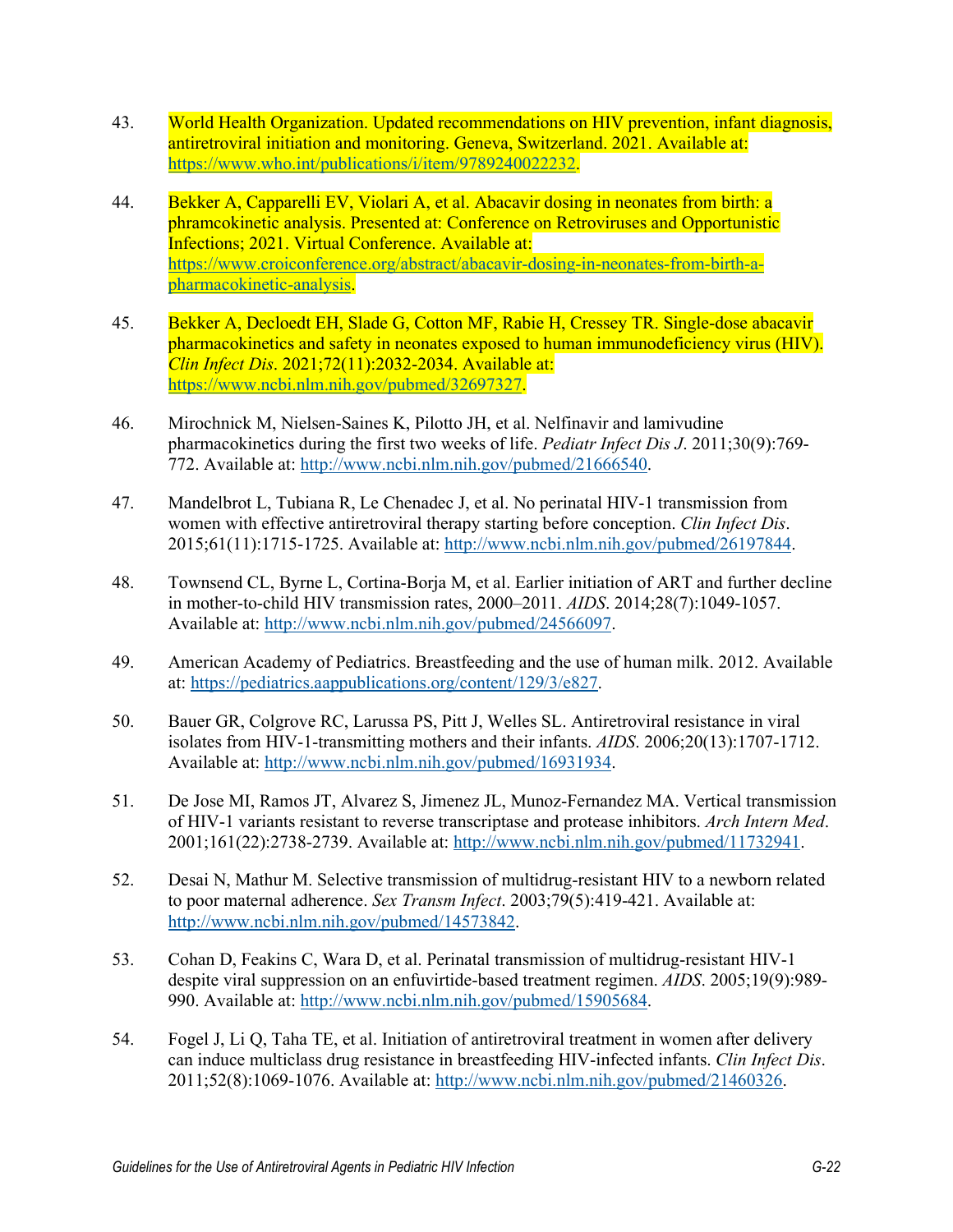43. World Health Organization. Updated recommendations on HIV prevention, infant diagnosis, antiretroviral initiation and monitoring. Geneva, Switzerland. 2021. Available at: https://www.who.int/publications/i/item/9789240022232.

44. Bekker A, Capparelli EV, Violari A, et al. Abacavir dosing in neonates from birth: a phramcokinetic analysis. Presented at: Conference on Retroviruses and Opportunistic Infections; 2021. Virtual Conference. Available at: https://www.croiconference.org/abstract/abacavir-dosing-in-neonates-from-birth-a-pharmacokinetic-analysis.

45. Bekker A, Decloedt EH, Slade G, Cotton MF, Rabie H, Cressey TR. Single-dose abacavir pharmacokinetics and safety in neonates exposed to human immunodeficiency virus (HIV). *Clin Infect Dis*. 2021;72(11):2032-2034. Available at: https://www.ncbi.nlm.nih.gov/pubmed/32697327.

46. Mirochnick M, Nielsen-Saines K, Pilotto JH, et al. Nelfinavir and lamivudine pharmacokinetics during the first two weeks of life. *Pediatr Infect Dis J*. 2011;30(9):769-772. Available at: http://www.ncbi.nlm.nih.gov/pubmed/21666540.

47. Mandelbrot L, Tubiana R, Le Chenadec J, et al. No perinatal HIV-1 transmission from women with effective antiretroviral therapy starting before conception. *Clin Infect Dis*. 2015;61(11):1715-1725. Available at: http://www.ncbi.nlm.nih.gov/pubmed/26197844.

48. Townsend CL, Byrne L, Cortina-Borja M, et al. Earlier initiation of ART and further decline in mother-to-child HIV transmission rates, 2000–2011. *AIDS*. 2014;28(7):1049-1057. Available at: http://www.ncbi.nlm.nih.gov/pubmed/24566097.

49. American Academy of Pediatrics. Breastfeeding and the use of human milk. 2012. Available at: https://pediatrics.aappublications.org/content/129/3/e827.

50. Bauer GR, Colgrove RC, Larussa PS, Pitt J, Welles SL. Antiretroviral resistance in viral isolates from HIV-1-transmitting mothers and their infants. *AIDS*. 2006;20(13):1707-1712. Available at: http://www.ncbi.nlm.nih.gov/pubmed/16931934.

51. De Jose MI, Ramos JT, Alvarez S, Jimenez JL, Munoz-Fernandez MA. Vertical transmission of HIV-1 variants resistant to reverse transcriptase and protease inhibitors. *Arch Intern Med*. 2001;161(22):2738-2739. Available at: http://www.ncbi.nlm.nih.gov/pubmed/11732941.

52. Desai N, Mathur M. Selective transmission of multidrug-resistant HIV to a newborn related to poor maternal adherence. *Sex Transm Infect*. 2003;79(5):419-421. Available at: http://www.ncbi.nlm.nih.gov/pubmed/14573842.

53. Cohan D, Feakins C, Wara D, et al. Perinatal transmission of multidrug-resistant HIV-1 despite viral suppression on an enfuvirtide-based treatment regimen. *AIDS*. 2005;19(9):989-990. Available at: http://www.ncbi.nlm.nih.gov/pubmed/15905684.

54. Fogel J, Li Q, Taha TE, et al. Initiation of antiretroviral treatment in women after delivery can induce multiclass drug resistance in breastfeeding HIV-infected infants. *Clin Infect Dis*. 2011;52(8):1069-1076. Available at: http://www.ncbi.nlm.nih.gov/pubmed/21460326.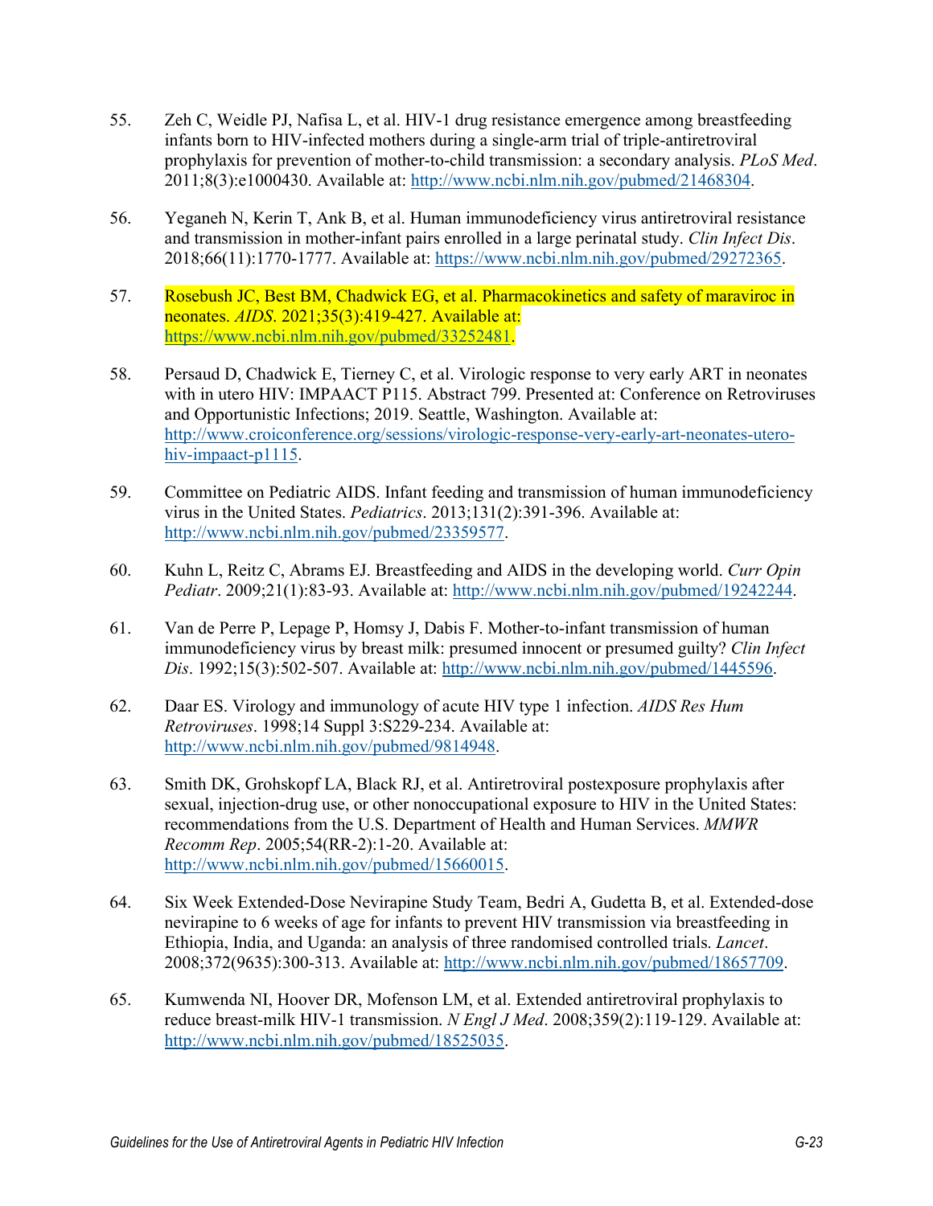55. Zeh C, Weidle PJ, Nafisa L, et al. HIV-1 drug resistance emergence among breastfeeding infants born to HIV-infected mothers during a single-arm trial of triple-antiretroviral prophylaxis for prevention of mother-to-child transmission: a secondary analysis. *PLoS Med*. 2011;8(3):e1000430. Available at: http://www.ncbi.nlm.nih.gov/pubmed/21468304.

56. Yeganeh N, Kerin T, Ank B, et al. Human immunodeficiency virus antiretroviral resistance and transmission in mother-infant pairs enrolled in a large perinatal study. *Clin Infect Dis*. 2018;66(11):1770-1777. Available at: https://www.ncbi.nlm.nih.gov/pubmed/29272365.

57. Rosebush JC, Best BM, Chadwick EG, et al. Pharmacokinetics and safety of maraviroc in neonates. *AIDS*. 2021;35(3):419-427. Available at: https://www.ncbi.nlm.nih.gov/pubmed/33252481.

58. Persaud D, Chadwick E, Tierney C, et al. Virologic response to very early ART in neonates with in utero HIV: IMPAACT P115. Abstract 799. Presented at: Conference on Retroviruses and Opportunistic Infections; 2019. Seattle, Washington. Available at: http://www.croiconference.org/sessions/virologic-response-very-early-art-neonates-utero-hiv-impaact-p1115.

59. Committee on Pediatric AIDS. Infant feeding and transmission of human immunodeficiency virus in the United States. *Pediatrics*. 2013;131(2):391-396. Available at: http://www.ncbi.nlm.nih.gov/pubmed/23359577.

60. Kuhn L, Reitz C, Abrams EJ. Breastfeeding and AIDS in the developing world. *Curr Opin Pediatr*. 2009;21(1):83-93. Available at: http://www.ncbi.nlm.nih.gov/pubmed/19242244.

61. Van de Perre P, Lepage P, Homsy J, Dabis F. Mother-to-infant transmission of human immunodeficiency virus by breast milk: presumed innocent or presumed guilty? *Clin Infect Dis*. 1992;15(3):502-507. Available at: http://www.ncbi.nlm.nih.gov/pubmed/1445596.

62. Daar ES. Virology and immunology of acute HIV type 1 infection. *AIDS Res Hum Retroviruses*. 1998;14 Suppl 3:S229-234. Available at: http://www.ncbi.nlm.nih.gov/pubmed/9814948.

63. Smith DK, Grohskopf LA, Black RJ, et al. Antiretroviral postexposure prophylaxis after sexual, injection-drug use, or other nonoccupational exposure to HIV in the United States: recommendations from the U.S. Department of Health and Human Services. *MMWR Recomm Rep*. 2005;54(RR-2):1-20. Available at: http://www.ncbi.nlm.nih.gov/pubmed/15660015.

64. Six Week Extended-Dose Nevirapine Study Team, Bedri A, Gudetta B, et al. Extended-dose nevirapine to 6 weeks of age for infants to prevent HIV transmission via breastfeeding in Ethiopia, India, and Uganda: an analysis of three randomised controlled trials. *Lancet*. 2008;372(9635):300-313. Available at: http://www.ncbi.nlm.nih.gov/pubmed/18657709.

65. Kumwenda NI, Hoover DR, Mofenson LM, et al. Extended antiretroviral prophylaxis to reduce breast-milk HIV-1 transmission. *N Engl J Med*. 2008;359(2):119-129. Available at: http://www.ncbi.nlm.nih.gov/pubmed/18525035.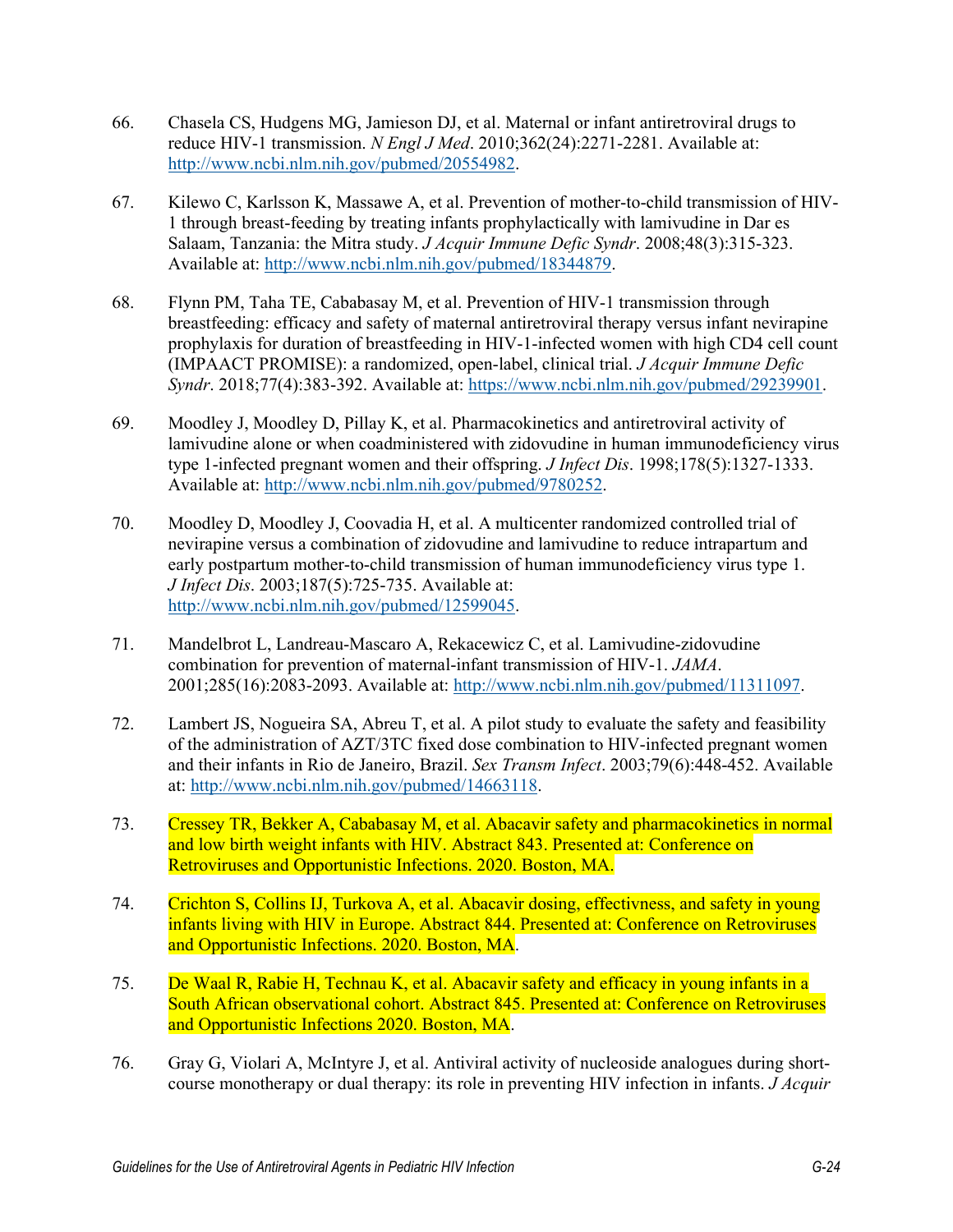66. Chasela CS, Hudgens MG, Jamieson DJ, et al. Maternal or infant antiretroviral drugs to reduce HIV-1 transmission. *N Engl J Med*. 2010;362(24):2271-2281. Available at: http://www.ncbi.nlm.nih.gov/pubmed/20554982.

67. Kilewo C, Karlsson K, Massawe A, et al. Prevention of mother-to-child transmission of HIV-1 through breast-feeding by treating infants prophylactically with lamivudine in Dar es Salaam, Tanzania: the Mitra study. *J Acquir Immune Defic Syndr*. 2008;48(3):315-323. Available at: http://www.ncbi.nlm.nih.gov/pubmed/18344879.

68. Flynn PM, Taha TE, Cababasay M, et al. Prevention of HIV-1 transmission through breastfeeding: efficacy and safety of maternal antiretroviral therapy versus infant nevirapine prophylaxis for duration of breastfeeding in HIV-1-infected women with high CD4 cell count (IMPAACT PROMISE): a randomized, open-label, clinical trial. *J Acquir Immune Defic Syndr*. 2018;77(4):383-392. Available at: https://www.ncbi.nlm.nih.gov/pubmed/29239901.

69. Moodley J, Moodley D, Pillay K, et al. Pharmacokinetics and antiretroviral activity of lamivudine alone or when coadministered with zidovudine in human immunodeficiency virus type 1-infected pregnant women and their offspring. *J Infect Dis*. 1998;178(5):1327-1333. Available at: http://www.ncbi.nlm.nih.gov/pubmed/9780252.

70. Moodley D, Moodley J, Coovadia H, et al. A multicenter randomized controlled trial of nevirapine versus a combination of zidovudine and lamivudine to reduce intrapartum and early postpartum mother-to-child transmission of human immunodeficiency virus type 1. *J Infect Dis*. 2003;187(5):725-735. Available at: http://www.ncbi.nlm.nih.gov/pubmed/12599045.

71. Mandelbrot L, Landreau-Mascaro A, Rekacewicz C, et al. Lamivudine-zidovudine combination for prevention of maternal-infant transmission of HIV-1. *JAMA*. 2001;285(16):2083-2093. Available at: http://www.ncbi.nlm.nih.gov/pubmed/11311097.

72. Lambert JS, Nogueira SA, Abreu T, et al. A pilot study to evaluate the safety and feasibility of the administration of AZT/3TC fixed dose combination to HIV-infected pregnant women and their infants in Rio de Janeiro, Brazil. *Sex Transm Infect*. 2003;79(6):448-452. Available at: http://www.ncbi.nlm.nih.gov/pubmed/14663118.

73. Cressey TR, Bekker A, Cababasay M, et al. Abacavir safety and pharmacokinetics in normal and low birth weight infants with HIV. Abstract 843. Presented at: Conference on Retroviruses and Opportunistic Infections. 2020. Boston, MA.

74. Crichton S, Collins IJ, Turkova A, et al. Abacavir dosing, effectivness, and safety in young infants living with HIV in Europe. Abstract 844. Presented at: Conference on Retroviruses and Opportunistic Infections. 2020. Boston, MA.

75. De Waal R, Rabie H, Technau K, et al. Abacavir safety and efficacy in young infants in a South African observational cohort. Abstract 845. Presented at: Conference on Retroviruses and Opportunistic Infections 2020. Boston, MA.

76. Gray G, Violari A, McIntyre J, et al. Antiviral activity of nucleoside analogues during short-course monotherapy or dual therapy: its role in preventing HIV infection in infants. *J Acquir*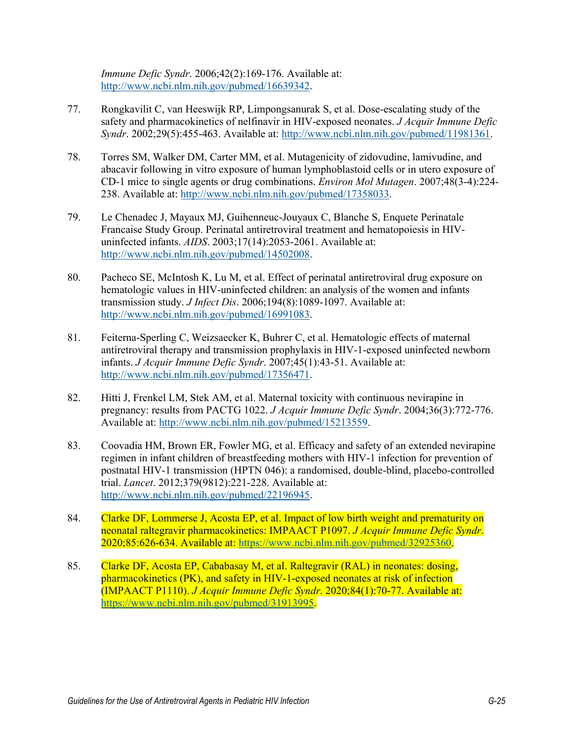*Immune Defic Syndr*. 2006;42(2):169-176. Available at: http://www.ncbi.nlm.nih.gov/pubmed/16639342.

77. Rongkavilit C, van Heeswijk RP, Limpongsanurak S, et al. Dose-escalating study of the safety and pharmacokinetics of nelfinavir in HIV-exposed neonates. *J Acquir Immune Defic Syndr*. 2002;29(5):455-463. Available at: http://www.ncbi.nlm.nih.gov/pubmed/11981361.

78. Torres SM, Walker DM, Carter MM, et al. Mutagenicity of zidovudine, lamivudine, and abacavir following in vitro exposure of human lymphoblastoid cells or in utero exposure of CD-1 mice to single agents or drug combinations. *Environ Mol Mutagen*. 2007;48(3-4):224-238. Available at: http://www.ncbi.nlm.nih.gov/pubmed/17358033.

79. Le Chenadec J, Mayaux MJ, Guihenneuc-Jouyaux C, Blanche S, Enquete Perinatale Francaise Study Group. Perinatal antiretroviral treatment and hematopoiesis in HIV-uninfected infants. *AIDS*. 2003;17(14):2053-2061. Available at: http://www.ncbi.nlm.nih.gov/pubmed/14502008.

80. Pacheco SE, McIntosh K, Lu M, et al. Effect of perinatal antiretroviral drug exposure on hematologic values in HIV-uninfected children: an analysis of the women and infants transmission study. *J Infect Dis*. 2006;194(8):1089-1097. Available at: http://www.ncbi.nlm.nih.gov/pubmed/16991083.

81. Feiterna-Sperling C, Weizsaecker K, Buhrer C, et al. Hematologic effects of maternal antiretroviral therapy and transmission prophylaxis in HIV-1-exposed uninfected newborn infants. *J Acquir Immune Defic Syndr*. 2007;45(1):43-51. Available at: http://www.ncbi.nlm.nih.gov/pubmed/17356471.

82. Hitti J, Frenkel LM, Stek AM, et al. Maternal toxicity with continuous nevirapine in pregnancy: results from PACTG 1022. *J Acquir Immune Defic Syndr*. 2004;36(3):772-776. Available at: http://www.ncbi.nlm.nih.gov/pubmed/15213559.

83. Coovadia HM, Brown ER, Fowler MG, et al. Efficacy and safety of an extended nevirapine regimen in infant children of breastfeeding mothers with HIV-1 infection for prevention of postnatal HIV-1 transmission (HPTN 046): a randomised, double-blind, placebo-controlled trial. *Lancet*. 2012;379(9812):221-228. Available at: http://www.ncbi.nlm.nih.gov/pubmed/22196945.

84. Clarke DF, Lommerse J, Acosta EP, et al. Impact of low birth weight and prematurity on neonatal raltegravir pharmacokinetics: IMPAACT P1097. *J Acquir Immune Defic Syndr*. 2020;85:626-634. Available at: https://www.ncbi.nlm.nih.gov/pubmed/32925360.

85. Clarke DF, Acosta EP, Cababasay M, et al. Raltegravir (RAL) in neonates: dosing, pharmacokinetics (PK), and safety in HIV-1-exposed neonates at risk of infection (IMPAACT P1110). *J Acquir Immune Defic Syndr*. 2020;84(1):70-77. Available at: https://www.ncbi.nlm.nih.gov/pubmed/31913995.